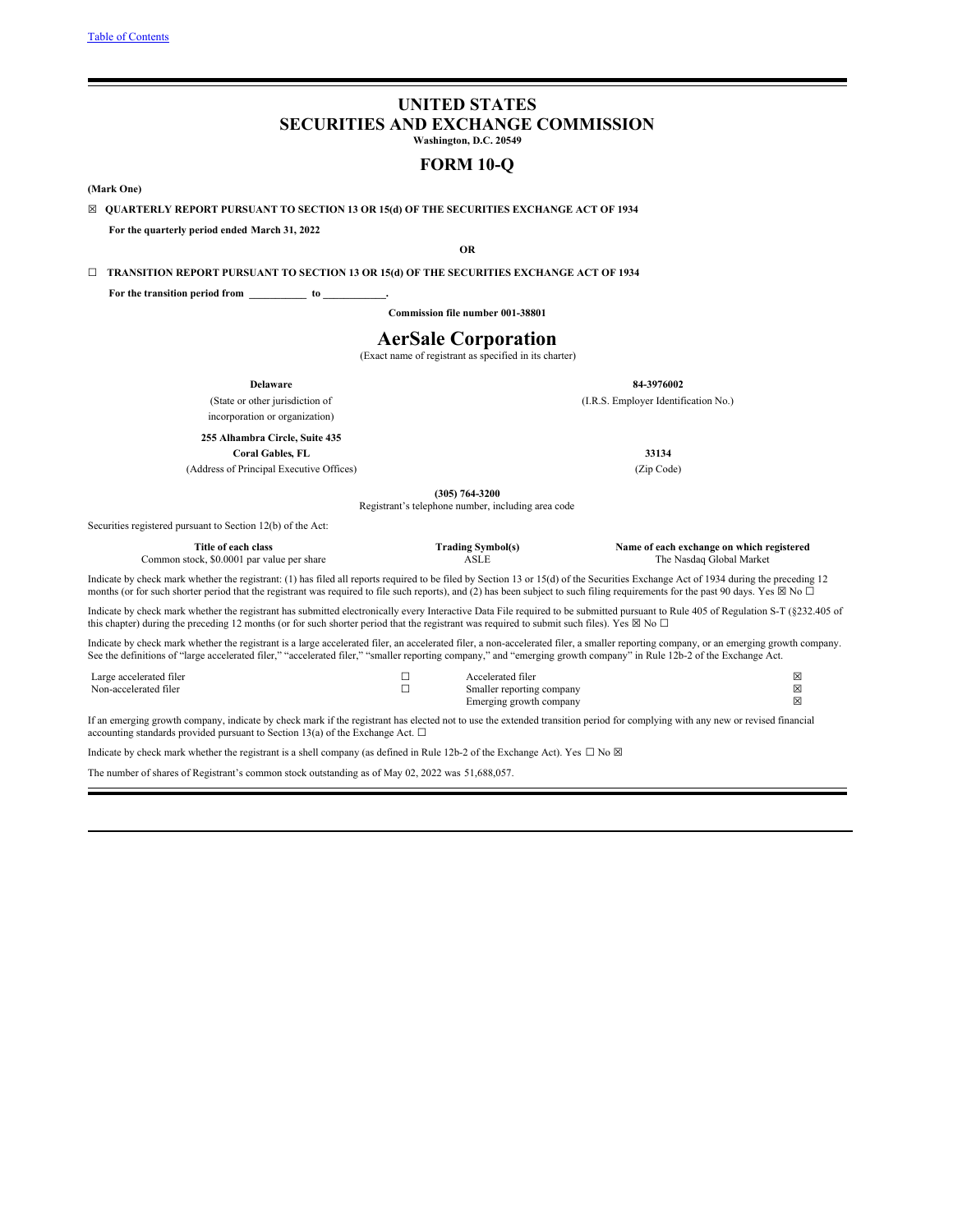[Table of Contents](#)

# UNITED STATES
# SECURITIES AND EXCHANGE COMMISSION

**Washington, D.C. 20549**

## FORM 10-Q

**(Mark One)**

☒ **QUARTERLY REPORT PURSUANT TO SECTION 13 OR 15(d) OF THE SECURITIES EXCHANGE ACT OF 1934**

**For the quarterly period ended March 31, 2022**

**OR**

☐ **TRANSITION REPORT PURSUANT TO SECTION 13 OR 15(d) OF THE SECURITIES EXCHANGE ACT OF 1934**

**For the transition period from \_\_\_\_\_\_\_\_\_\_\_ to \_\_\_\_\_\_\_\_\_\_\_\_.**

**Commission file number 001-38801**

# AerSale Corporation

(Exact name of registrant as specified in its charter)

| | |
|---|---|
| **Delaware** | **84-3976002** |
| (State or other jurisdiction of incorporation or organization) | (I.R.S. Employer Identification No.) |
| **255 Alhambra Circle, Suite 435** | |
| **Coral Gables, FL** | **33134** |
| (Address of Principal Executive Offices) | (Zip Code) |

**(305) 764-3200**
Registrant's telephone number, including area code

Securities registered pursuant to Section 12(b) of the Act:

| Title of each class | Trading Symbol(s) | Name of each exchange on which registered |
|---|---|---|
| Common stock, $0.0001 par value per share | ASLE | The Nasdaq Global Market |

Indicate by check mark whether the registrant: (1) has filed all reports required to be filed by Section 13 or 15(d) of the Securities Exchange Act of 1934 during the preceding 12 months (or for such shorter period that the registrant was required to file such reports), and (2) has been subject to such filing requirements for the past 90 days. Yes ☒ No ☐

Indicate by check mark whether the registrant has submitted electronically every Interactive Data File required to be submitted pursuant to Rule 405 of Regulation S-T (§232.405 of this chapter) during the preceding 12 months (or for such shorter period that the registrant was required to submit such files). Yes ☒ No ☐

Indicate by check mark whether the registrant is a large accelerated filer, an accelerated filer, a non-accelerated filer, a smaller reporting company, or an emerging growth company. See the definitions of "large accelerated filer," "accelerated filer," "smaller reporting company," and "emerging growth company" in Rule 12b-2 of the Exchange Act.

| | | | |
|---|---|---|---|
| Large accelerated filer | ☐ | Accelerated filer | ☒ |
| Non-accelerated filer | ☐ | Smaller reporting company | ☒ |
| | | Emerging growth company | ☒ |

If an emerging growth company, indicate by check mark if the registrant has elected not to use the extended transition period for complying with any new or revised financial accounting standards provided pursuant to Section 13(a) of the Exchange Act. ☐

Indicate by check mark whether the registrant is a shell company (as defined in Rule 12b-2 of the Exchange Act). Yes ☐ No ☒

The number of shares of Registrant's common stock outstanding as of May 02, 2022 was 51,688,057.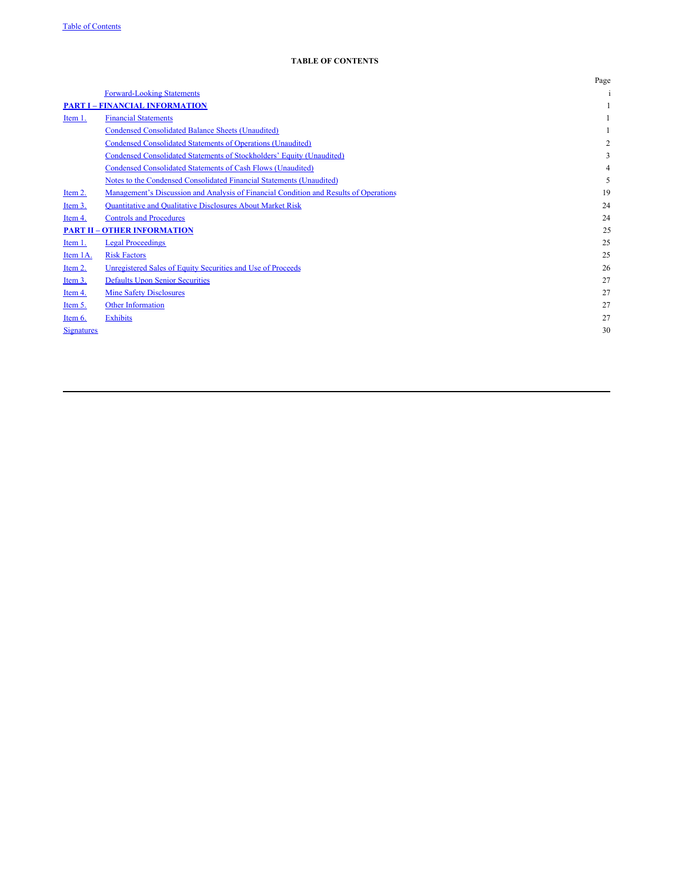Table of Contents

**TABLE OF CONTENTS**

| | | Page |
|---|---|---|
| | Forward-Looking Statements | i |
| **PART I – FINANCIAL INFORMATION** | | 1 |
| Item 1. | Financial Statements | 1 |
| | Condensed Consolidated Balance Sheets (Unaudited) | 1 |
| | Condensed Consolidated Statements of Operations (Unaudited) | 2 |
| | Condensed Consolidated Statements of Stockholders' Equity (Unaudited) | 3 |
| | Condensed Consolidated Statements of Cash Flows (Unaudited) | 4 |
| | Notes to the Condensed Consolidated Financial Statements (Unaudited) | 5 |
| Item 2. | Management's Discussion and Analysis of Financial Condition and Results of Operations | 19 |
| Item 3. | Quantitative and Qualitative Disclosures About Market Risk | 24 |
| Item 4. | Controls and Procedures | 24 |
| **PART II – OTHER INFORMATION** | | 25 |
| Item 1. | Legal Proceedings | 25 |
| Item 1A. | Risk Factors | 25 |
| Item 2. | Unregistered Sales of Equity Securities and Use of Proceeds | 26 |
| Item 3. | Defaults Upon Senior Securities | 27 |
| Item 4. | Mine Safety Disclosures | 27 |
| Item 5. | Other Information | 27 |
| Item 6. | Exhibits | 27 |
| Signatures | | 30 |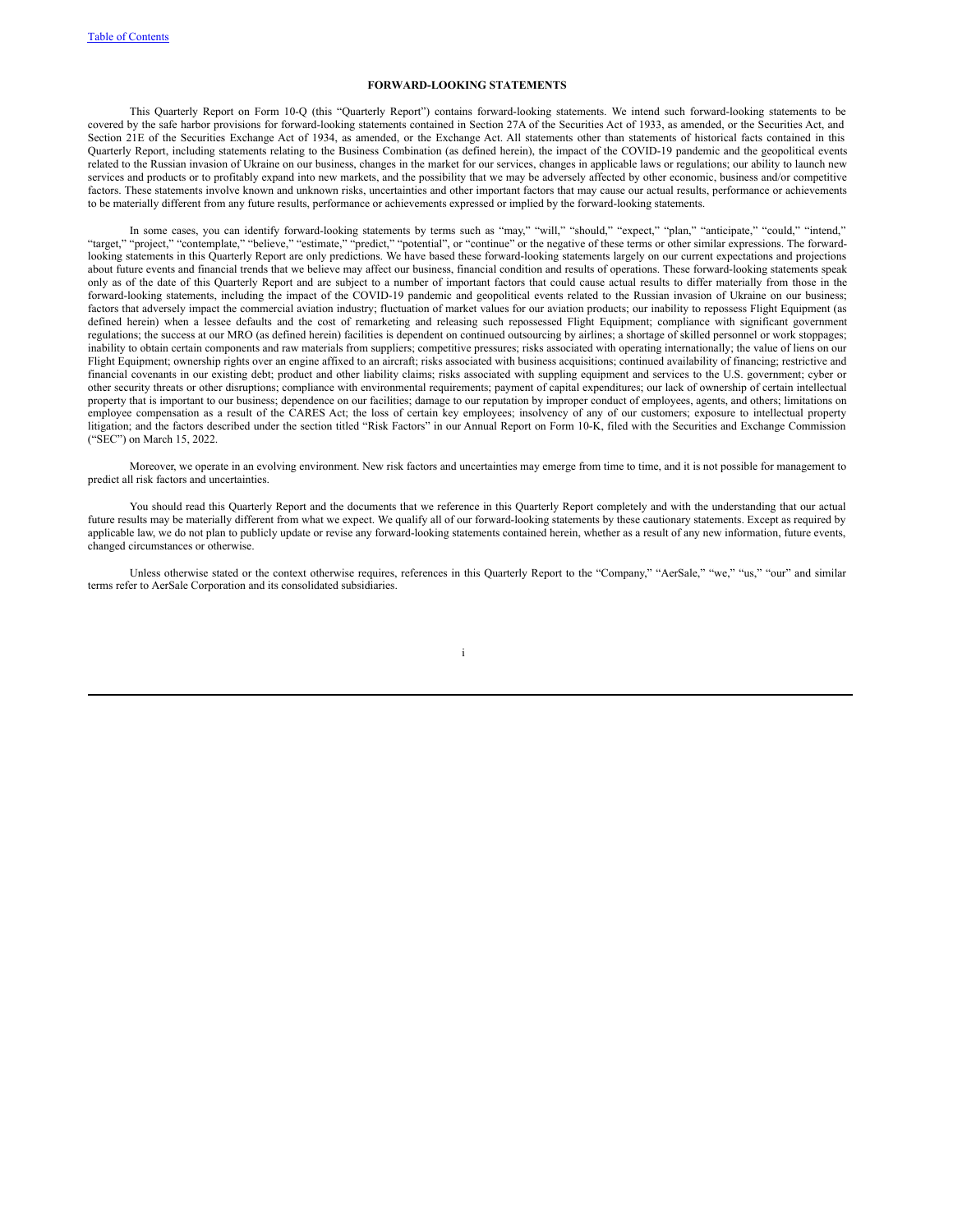**FORWARD-LOOKING STATEMENTS**

This Quarterly Report on Form 10-Q (this "Quarterly Report") contains forward-looking statements. We intend such forward-looking statements to be covered by the safe harbor provisions for forward-looking statements contained in Section 27A of the Securities Act of 1933, as amended, or the Securities Act, and Section 21E of the Securities Exchange Act of 1934, as amended, or the Exchange Act. All statements other than statements of historical facts contained in this Quarterly Report, including statements relating to the Business Combination (as defined herein), the impact of the COVID-19 pandemic and the geopolitical events related to the Russian invasion of Ukraine on our business, changes in the market for our services, changes in applicable laws or regulations; our ability to launch new services and products or to profitably expand into new markets, and the possibility that we may be adversely affected by other economic, business and/or competitive factors. These statements involve known and unknown risks, uncertainties and other important factors that may cause our actual results, performance or achievements to be materially different from any future results, performance or achievements expressed or implied by the forward-looking statements.

In some cases, you can identify forward-looking statements by terms such as "may," "will," "should," "expect," "plan," "anticipate," "could," "intend," "target," "project," "contemplate," "believe," "estimate," "predict," "potential", or "continue" or the negative of these terms or other similar expressions. The forward-looking statements in this Quarterly Report are only predictions. We have based these forward-looking statements largely on our current expectations and projections about future events and financial trends that we believe may affect our business, financial condition and results of operations. These forward-looking statements speak only as of the date of this Quarterly Report and are subject to a number of important factors that could cause actual results to differ materially from those in the forward-looking statements, including the impact of the COVID-19 pandemic and geopolitical events related to the Russian invasion of Ukraine on our business; factors that adversely impact the commercial aviation industry; fluctuation of market values for our aviation products; our inability to repossess Flight Equipment (as defined herein) when a lessee defaults and the cost of remarketing and releasing such repossessed Flight Equipment; compliance with significant government regulations; the success at our MRO (as defined herein) facilities is dependent on continued outsourcing by airlines; a shortage of skilled personnel or work stoppages; inability to obtain certain components and raw materials from suppliers; competitive pressures; risks associated with operating internationally; the value of liens on our Flight Equipment; ownership rights over an engine affixed to an aircraft; risks associated with business acquisitions; continued availability of financing; restrictive and financial covenants in our existing debt; product and other liability claims; risks associated with suppling equipment and services to the U.S. government; cyber or other security threats or other disruptions; compliance with environmental requirements; payment of capital expenditures; our lack of ownership of certain intellectual property that is important to our business; dependence on our facilities; damage to our reputation by improper conduct of employees, agents, and others; limitations on employee compensation as a result of the CARES Act; the loss of certain key employees; insolvency of any of our customers; exposure to intellectual property litigation; and the factors described under the section titled "Risk Factors" in our Annual Report on Form 10-K, filed with the Securities and Exchange Commission ("SEC") on March 15, 2022.

Moreover, we operate in an evolving environment. New risk factors and uncertainties may emerge from time to time, and it is not possible for management to predict all risk factors and uncertainties.

You should read this Quarterly Report and the documents that we reference in this Quarterly Report completely and with the understanding that our actual future results may be materially different from what we expect. We qualify all of our forward-looking statements by these cautionary statements. Except as required by applicable law, we do not plan to publicly update or revise any forward-looking statements contained herein, whether as a result of any new information, future events, changed circumstances or otherwise.

Unless otherwise stated or the context otherwise requires, references in this Quarterly Report to the "Company," "AerSale," "we," "us," "our" and similar terms refer to AerSale Corporation and its consolidated subsidiaries.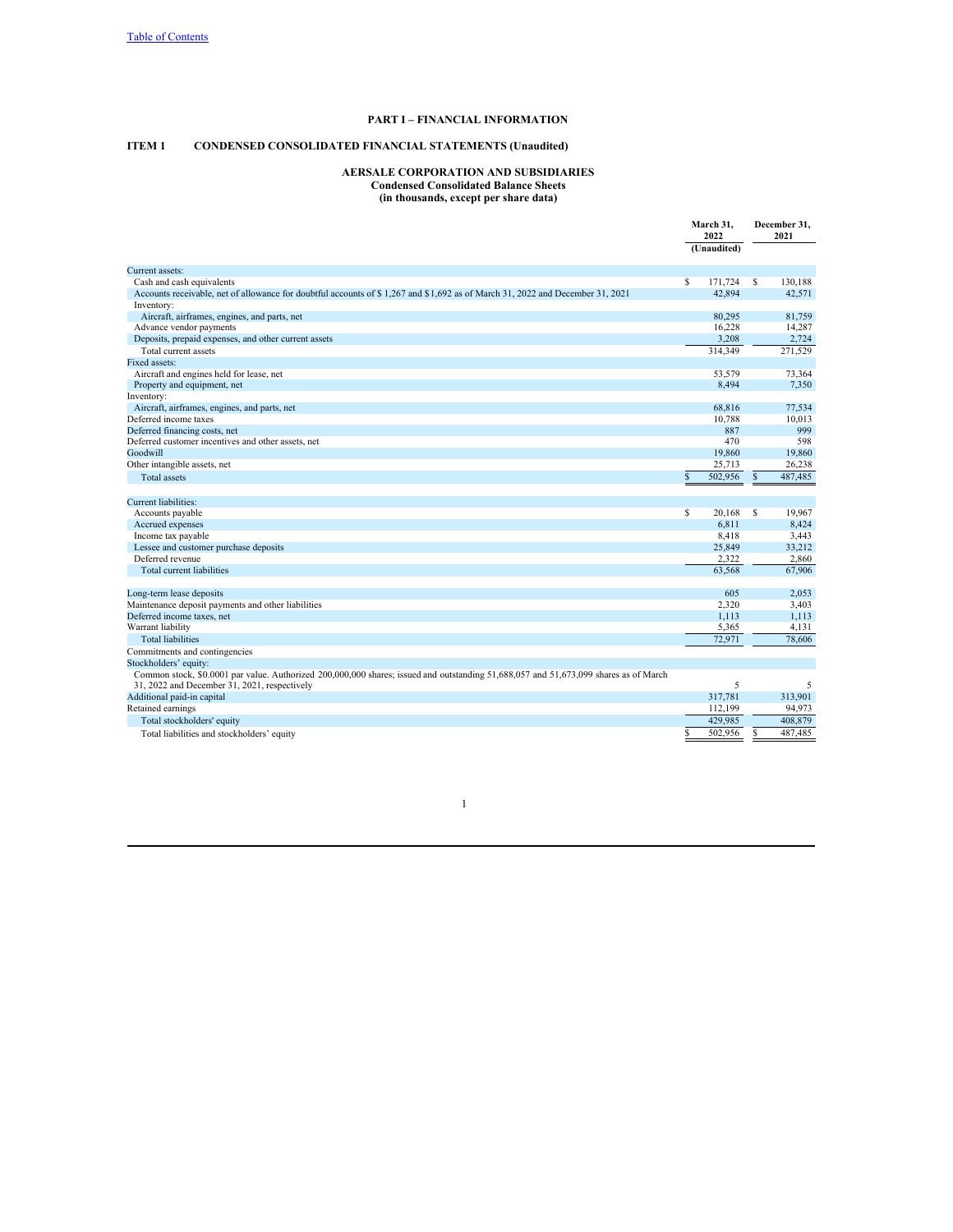[Table of Contents](#)

**PART I – FINANCIAL INFORMATION**

**ITEM 1 CONDENSED CONSOLIDATED FINANCIAL STATEMENTS (Unaudited)**

**AERSALE CORPORATION AND SUBSIDIARIES**
**Condensed Consolidated Balance Sheets**
**(in thousands, except per share data)**

| | March 31, 2022 (Unaudited) | December 31, 2021 |
|---|---|---|
| Current assets: | | |
| Cash and cash equivalents | $ 171,724 | $ 130,188 |
| Accounts receivable, net of allowance for doubtful accounts of $ 1,267 and $ 1,692 as of March 31, 2022 and December 31, 2021 | 42,894 | 42,571 |
| Inventory: | | |
| Aircraft, airframes, engines, and parts, net | 80,295 | 81,759 |
| Advance vendor payments | 16,228 | 14,287 |
| Deposits, prepaid expenses, and other current assets | 3,208 | 2,724 |
| Total current assets | 314,349 | 271,529 |
| Fixed assets: | | |
| Aircraft and engines held for lease, net | 53,579 | 73,364 |
| Property and equipment, net | 8,494 | 7,350 |
| Inventory: | | |
| Aircraft, airframes, engines, and parts, net | 68,816 | 77,534 |
| Deferred income taxes | 10,788 | 10,013 |
| Deferred financing costs, net | 887 | 999 |
| Deferred customer incentives and other assets, net | 470 | 598 |
| Goodwill | 19,860 | 19,860 |
| Other intangible assets, net | 25,713 | 26,238 |
| Total assets | $ 502,956 | $ 487,485 |
| | | |
| Current liabilities: | | |
| Accounts payable | $ 20,168 | $ 19,967 |
| Accrued expenses | 6,811 | 8,424 |
| Income tax payable | 8,418 | 3,443 |
| Lessee and customer purchase deposits | 25,849 | 33,212 |
| Deferred revenue | 2,322 | 2,860 |
| Total current liabilities | 63,568 | 67,906 |
| | | |
| Long-term lease deposits | 605 | 2,053 |
| Maintenance deposit payments and other liabilities | 2,320 | 3,403 |
| Deferred income taxes, net | 1,113 | 1,113 |
| Warrant liability | 5,365 | 4,131 |
| Total liabilities | 72,971 | 78,606 |
| Commitments and contingencies | | |
| Stockholders' equity: | | |
| Common stock, $0.0001 par value. Authorized 200,000,000 shares; issued and outstanding 51,688,057 and 51,673,099 shares as of March 31, 2022 and December 31, 2021, respectively | 5 | 5 |
| Additional paid-in capital | 317,781 | 313,901 |
| Retained earnings | 112,199 | 94,973 |
| Total stockholders' equity | 429,985 | 408,879 |
| Total liabilities and stockholders' equity | $ 502,956 | $ 487,485 |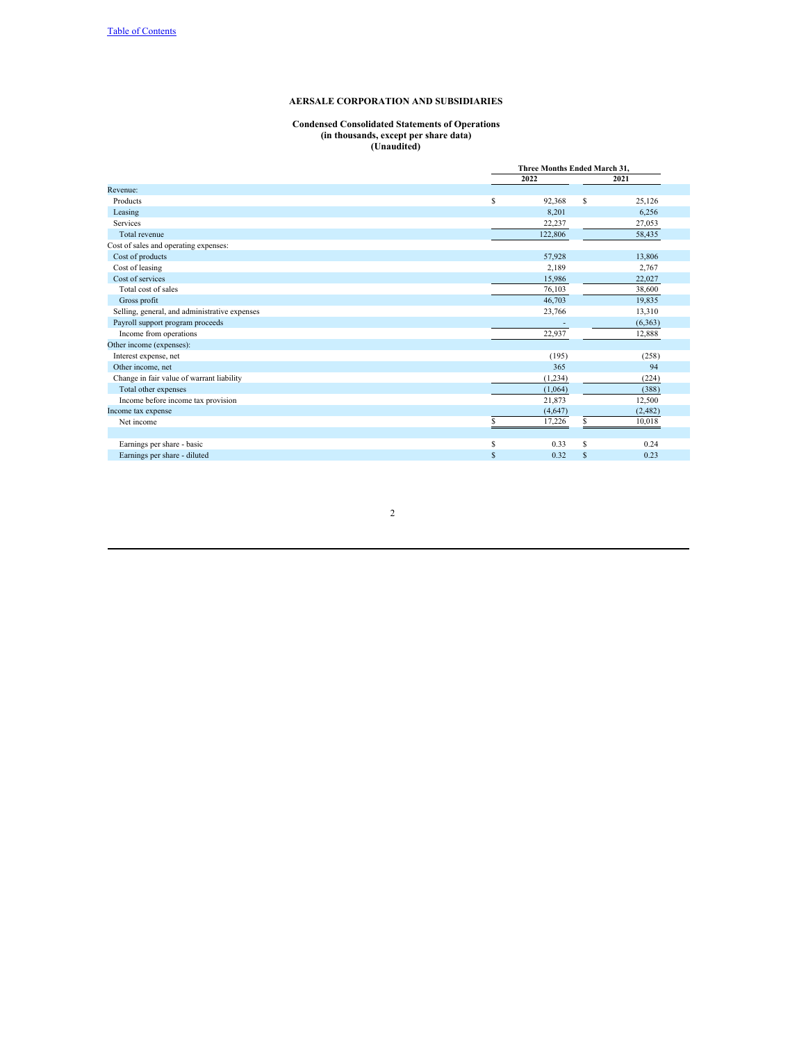[Table of Contents](#)

**AERSALE CORPORATION AND SUBSIDIARIES**

**Condensed Consolidated Statements of Operations**
**(in thousands, except per share data)**
**(Unaudited)**

| | Three Months Ended March 31, | |
|---|---|---|
| | 2022 | 2021 |
| Revenue: | | |
| Products | $ 92,368 | $ 25,126 |
| Leasing | 8,201 | 6,256 |
| Services | 22,237 | 27,053 |
| Total revenue | 122,806 | 58,435 |
| Cost of sales and operating expenses: | | |
| Cost of products | 57,928 | 13,806 |
| Cost of leasing | 2,189 | 2,767 |
| Cost of services | 15,986 | 22,027 |
| Total cost of sales | 76,103 | 38,600 |
| Gross profit | 46,703 | 19,835 |
| Selling, general, and administrative expenses | 23,766 | 13,310 |
| Payroll support program proceeds | - | (6,363) |
| Income from operations | 22,937 | 12,888 |
| Other income (expenses): | | |
| Interest expense, net | (195) | (258) |
| Other income, net | 365 | 94 |
| Change in fair value of warrant liability | (1,234) | (224) |
| Total other expenses | (1,064) | (388) |
| Income before income tax provision | 21,873 | 12,500 |
| Income tax expense | (4,647) | (2,482) |
| Net income | $ 17,226 | $ 10,018 |
| | | |
| Earnings per share - basic | $ 0.33 | $ 0.24 |
| Earnings per share - diluted | $ 0.32 | $ 0.23 |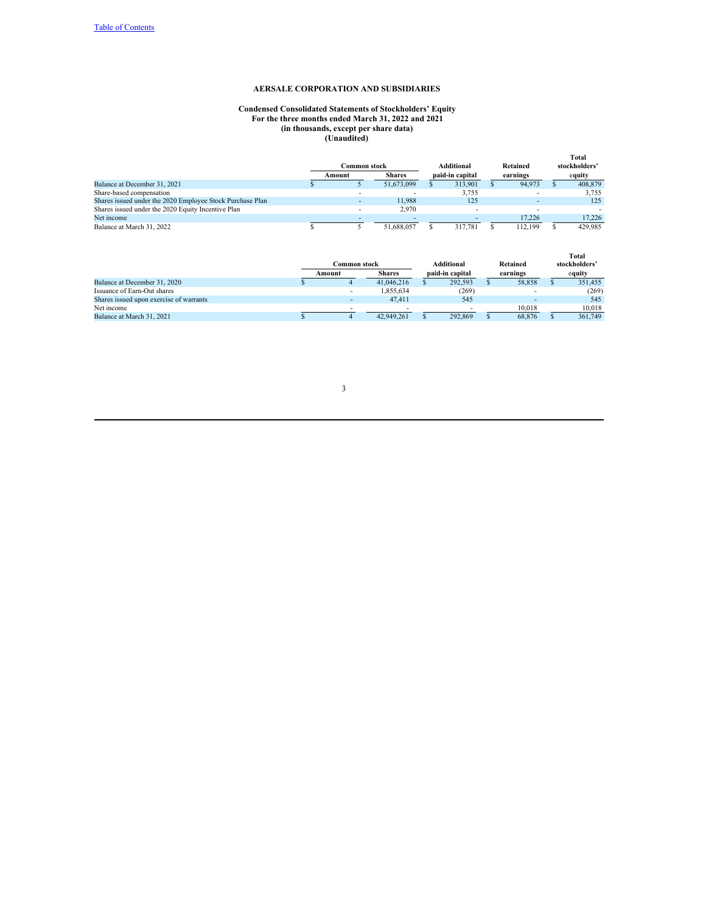# AERSALE CORPORATION AND SUBSIDIARIES

## Condensed Consolidated Statements of Stockholders' Equity
### For the three months ended March 31, 2022 and 2021
### (in thousands, except per share data)
### (Unaudited)

| | Common stock | | Additional | Retained | Total stockholders' |
|---|---|---|---|---|---|
| | Amount | Shares | paid-in capital | earnings | equity |
| Balance at December 31, 2021 | $ 5 | 51,673,099 | $ 313,901 | $ 94,973 | $ 408,879 |
| Share-based compensation | - | - | 3,755 | - | 3,755 |
| Shares issued under the 2020 Employee Stock Purchase Plan | - | 11,988 | 125 | - | 125 |
| Shares issued under the 2020 Equity Incentive Plan | - | 2,970 | - | - | - |
| Net income | - | - | - | 17,226 | 17,226 |
| Balance at March 31, 2022 | $ 5 | 51,688,057 | $ 317,781 | $ 112,199 | $ 429,985 |

| | Common stock | | Additional | Retained | Total stockholders' |
|---|---|---|---|---|---|
| | Amount | Shares | paid-in capital | earnings | equity |
| Balance at December 31, 2020 | $ 4 | 41,046,216 | $ 292,593 | $ 58,858 | $ 351,455 |
| Issuance of Earn-Out shares | - | 1,855,634 | (269) | - | (269) |
| Shares issued upon exercise of warrants | - | 47,411 | 545 | - | 545 |
| Net income | - | - | - | 10,018 | 10,018 |
| Balance at March 31, 2021 | $ 4 | 42,949,261 | $ 292,869 | $ 68,876 | $ 361,749 |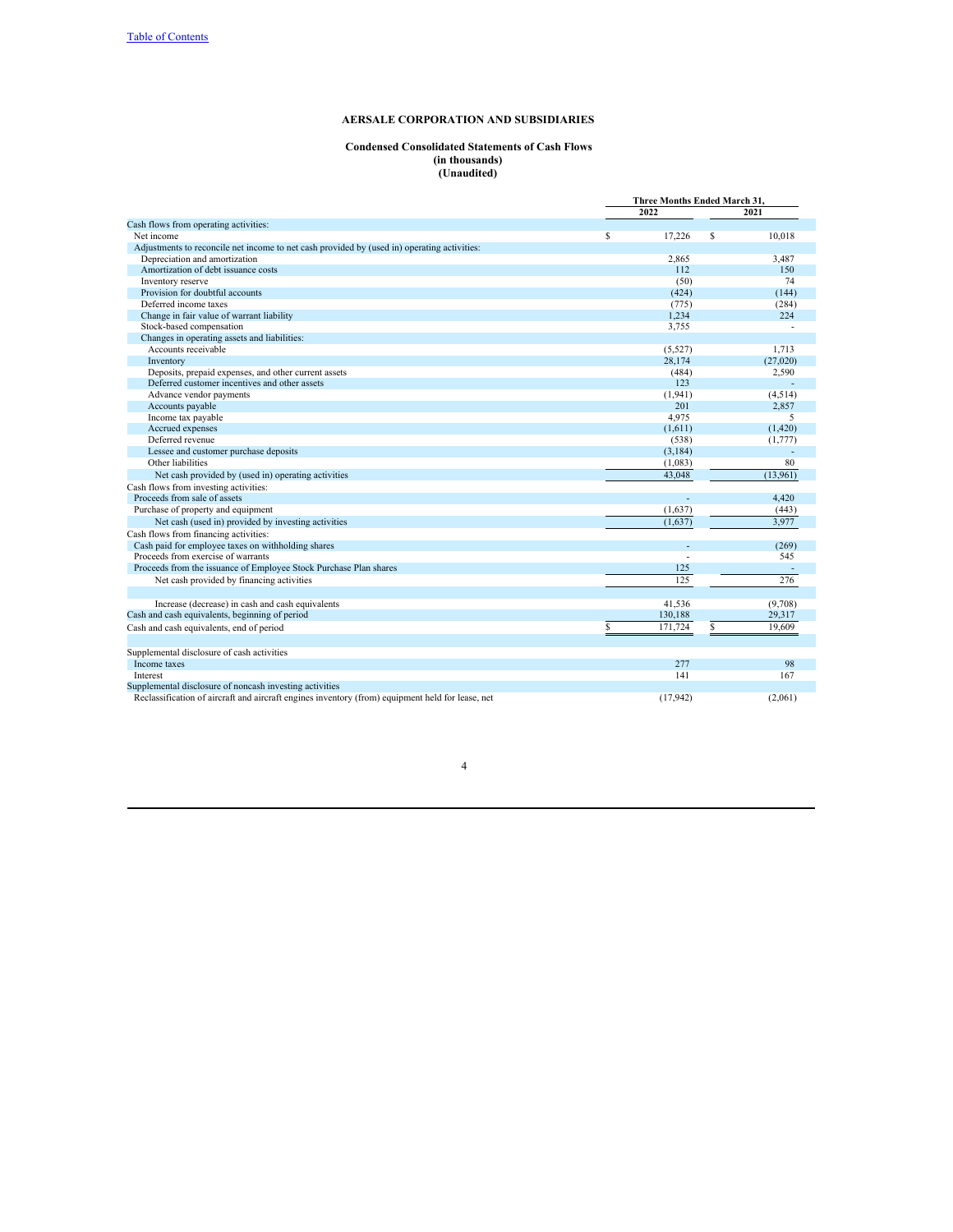Table of Contents

**AERSALE CORPORATION AND SUBSIDIARIES**

**Condensed Consolidated Statements of Cash Flows**
**(in thousands)**
**(Unaudited)**

| | Three Months Ended March 31, | |
|---|---|---|
| | 2022 | 2021 |
| Cash flows from operating activities: | | |
| Net income | $ 17,226 | $ 10,018 |
| Adjustments to reconcile net income to net cash provided by (used in) operating activities: | | |
| Depreciation and amortization | 2,865 | 3,487 |
| Amortization of debt issuance costs | 112 | 150 |
| Inventory reserve | (50) | 74 |
| Provision for doubtful accounts | (424) | (144) |
| Deferred income taxes | (775) | (284) |
| Change in fair value of warrant liability | 1,234 | 224 |
| Stock-based compensation | 3,755 | - |
| Changes in operating assets and liabilities: | | |
| Accounts receivable | (5,527) | 1,713 |
| Inventory | 28,174 | (27,020) |
| Deposits, prepaid expenses, and other current assets | (484) | 2,590 |
| Deferred customer incentives and other assets | 123 | - |
| Advance vendor payments | (1,941) | (4,514) |
| Accounts payable | 201 | 2,857 |
| Income tax payable | 4,975 | 5 |
| Accrued expenses | (1,611) | (1,420) |
| Deferred revenue | (538) | (1,777) |
| Lessee and customer purchase deposits | (3,184) | - |
| Other liabilities | (1,083) | 80 |
| Net cash provided by (used in) operating activities | 43,048 | (13,961) |
| Cash flows from investing activities: | | |
| Proceeds from sale of assets | - | 4,420 |
| Purchase of property and equipment | (1,637) | (443) |
| Net cash (used in) provided by investing activities | (1,637) | 3,977 |
| Cash flows from financing activities: | | |
| Cash paid for employee taxes on withholding shares | - | (269) |
| Proceeds from exercise of warrants | - | 545 |
| Proceeds from the issuance of Employee Stock Purchase Plan shares | 125 | - |
| Net cash provided by financing activities | 125 | 276 |
| | | |
| Increase (decrease) in cash and cash equivalents | 41,536 | (9,708) |
| Cash and cash equivalents, beginning of period | 130,188 | 29,317 |
| Cash and cash equivalents, end of period | $ 171,724 | $ 19,609 |
| | | |
| Supplemental disclosure of cash activities | | |
| Income taxes | 277 | 98 |
| Interest | 141 | 167 |
| Supplemental disclosure of noncash investing activities | | |
| Reclassification of aircraft and aircraft engines inventory (from) equipment held for lease, net | (17,942) | (2,061) |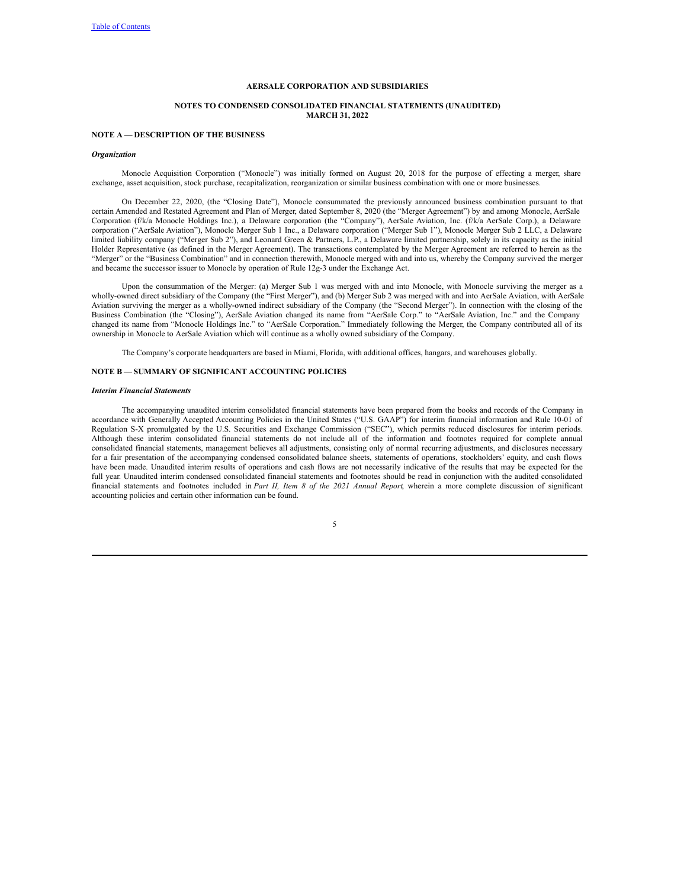**AERSALE CORPORATION AND SUBSIDIARIES**

**NOTES TO CONDENSED CONSOLIDATED FINANCIAL STATEMENTS (UNAUDITED)**
**MARCH 31, 2022**

## NOTE A — DESCRIPTION OF THE BUSINESS

### *Organization*

Monocle Acquisition Corporation ("Monocle") was initially formed on August 20, 2018 for the purpose of effecting a merger, share exchange, asset acquisition, stock purchase, recapitalization, reorganization or similar business combination with one or more businesses.

On December 22, 2020, (the "Closing Date"), Monocle consummated the previously announced business combination pursuant to that certain Amended and Restated Agreement and Plan of Merger, dated September 8, 2020 (the "Merger Agreement") by and among Monocle, AerSale Corporation (f/k/a Monocle Holdings Inc.), a Delaware corporation (the "Company"), AerSale Aviation, Inc. (f/k/a AerSale Corp.), a Delaware corporation ("AerSale Aviation"), Monocle Merger Sub 1 Inc., a Delaware corporation ("Merger Sub 1"), Monocle Merger Sub 2 LLC, a Delaware limited liability company ("Merger Sub 2"), and Leonard Green & Partners, L.P., a Delaware limited partnership, solely in its capacity as the initial Holder Representative (as defined in the Merger Agreement). The transactions contemplated by the Merger Agreement are referred to herein as the "Merger" or the "Business Combination" and in connection therewith, Monocle merged with and into us, whereby the Company survived the merger and became the successor issuer to Monocle by operation of Rule 12g-3 under the Exchange Act.

Upon the consummation of the Merger: (a) Merger Sub 1 was merged with and into Monocle, with Monocle surviving the merger as a wholly-owned direct subsidiary of the Company (the "First Merger"), and (b) Merger Sub 2 was merged with and into AerSale Aviation, with AerSale Aviation surviving the merger as a wholly-owned indirect subsidiary of the Company (the "Second Merger"). In connection with the closing of the Business Combination (the "Closing"), AerSale Aviation changed its name from "AerSale Corp." to "AerSale Aviation, Inc." and the Company changed its name from "Monocle Holdings Inc." to "AerSale Corporation." Immediately following the Merger, the Company contributed all of its ownership in Monocle to AerSale Aviation which will continue as a wholly owned subsidiary of the Company.

The Company's corporate headquarters are based in Miami, Florida, with additional offices, hangars, and warehouses globally.

## NOTE B — SUMMARY OF SIGNIFICANT ACCOUNTING POLICIES

### *Interim Financial Statements*

The accompanying unaudited interim consolidated financial statements have been prepared from the books and records of the Company in accordance with Generally Accepted Accounting Policies in the United States ("U.S. GAAP") for interim financial information and Rule 10-01 of Regulation S-X promulgated by the U.S. Securities and Exchange Commission ("SEC"), which permits reduced disclosures for interim periods. Although these interim consolidated financial statements do not include all of the information and footnotes required for complete annual consolidated financial statements, management believes all adjustments, consisting only of normal recurring adjustments, and disclosures necessary for a fair presentation of the accompanying condensed consolidated balance sheets, statements of operations, stockholders' equity, and cash flows have been made. Unaudited interim results of operations and cash flows are not necessarily indicative of the results that may be expected for the full year. Unaudited interim condensed consolidated financial statements and footnotes should be read in conjunction with the audited consolidated financial statements and footnotes included in *Part II, Item 8 of the 2021 Annual Report*, wherein a more complete discussion of significant accounting policies and certain other information can be found.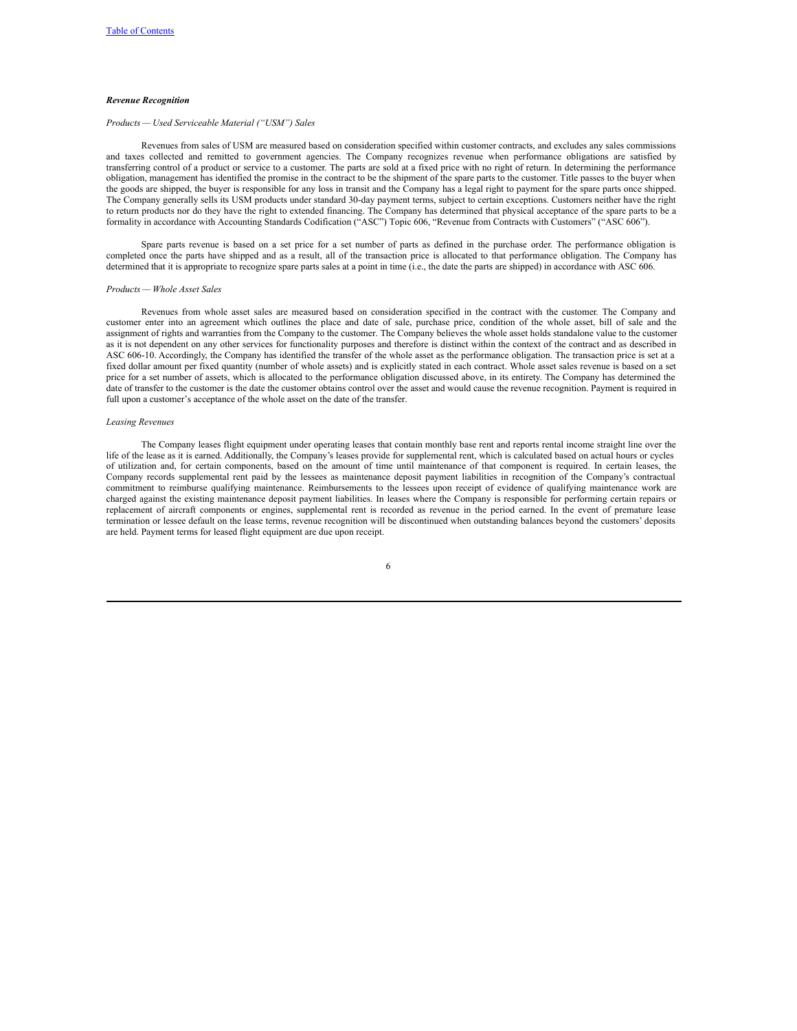***Revenue Recognition***

*Products — Used Serviceable Material (“USM”) Sales*

Revenues from sales of USM are measured based on consideration specified within customer contracts, and excludes any sales commissions and taxes collected and remitted to government agencies. The Company recognizes revenue when performance obligations are satisfied by transferring control of a product or service to a customer. The parts are sold at a fixed price with no right of return. In determining the performance obligation, management has identified the promise in the contract to be the shipment of the spare parts to the customer. Title passes to the buyer when the goods are shipped, the buyer is responsible for any loss in transit and the Company has a legal right to payment for the spare parts once shipped. The Company generally sells its USM products under standard 30-day payment terms, subject to certain exceptions. Customers neither have the right to return products nor do they have the right to extended financing. The Company has determined that physical acceptance of the spare parts to be a formality in accordance with Accounting Standards Codification (“ASC”) Topic 606, “Revenue from Contracts with Customers” (“ASC 606”).

Spare parts revenue is based on a set price for a set number of parts as defined in the purchase order. The performance obligation is completed once the parts have shipped and as a result, all of the transaction price is allocated to that performance obligation. The Company has determined that it is appropriate to recognize spare parts sales at a point in time (i.e., the date the parts are shipped) in accordance with ASC 606.

*Products — Whole Asset Sales*

Revenues from whole asset sales are measured based on consideration specified in the contract with the customer. The Company and customer enter into an agreement which outlines the place and date of sale, purchase price, condition of the whole asset, bill of sale and the assignment of rights and warranties from the Company to the customer. The Company believes the whole asset holds standalone value to the customer as it is not dependent on any other services for functionality purposes and therefore is distinct within the context of the contract and as described in ASC 606-10. Accordingly, the Company has identified the transfer of the whole asset as the performance obligation. The transaction price is set at a fixed dollar amount per fixed quantity (number of whole assets) and is explicitly stated in each contract. Whole asset sales revenue is based on a set price for a set number of assets, which is allocated to the performance obligation discussed above, in its entirety. The Company has determined the date of transfer to the customer is the date the customer obtains control over the asset and would cause the revenue recognition. Payment is required in full upon a customer’s acceptance of the whole asset on the date of the transfer.

*Leasing Revenues*

The Company leases flight equipment under operating leases that contain monthly base rent and reports rental income straight line over the life of the lease as it is earned. Additionally, the Company’s leases provide for supplemental rent, which is calculated based on actual hours or cycles of utilization and, for certain components, based on the amount of time until maintenance of that component is required. In certain leases, the Company records supplemental rent paid by the lessees as maintenance deposit payment liabilities in recognition of the Company’s contractual commitment to reimburse qualifying maintenance. Reimbursements to the lessees upon receipt of evidence of qualifying maintenance work are charged against the existing maintenance deposit payment liabilities. In leases where the Company is responsible for performing certain repairs or replacement of aircraft components or engines, supplemental rent is recorded as revenue in the period earned. In the event of premature lease termination or lessee default on the lease terms, revenue recognition will be discontinued when outstanding balances beyond the customers’ deposits are held. Payment terms for leased flight equipment are due upon receipt.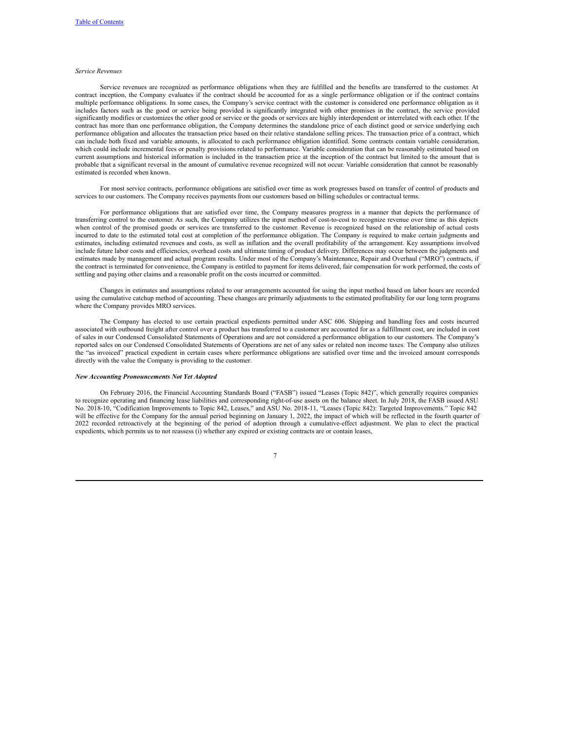*Service Revenues*

Service revenues are recognized as performance obligations when they are fulfilled and the benefits are transferred to the customer. At contract inception, the Company evaluates if the contract should be accounted for as a single performance obligation or if the contract contains multiple performance obligations. In some cases, the Company's service contract with the customer is considered one performance obligation as it includes factors such as the good or service being provided is significantly integrated with other promises in the contract, the service provided significantly modifies or customizes the other good or service or the goods or services are highly interdependent or interrelated with each other. If the contract has more than one performance obligation, the Company determines the standalone price of each distinct good or service underlying each performance obligation and allocates the transaction price based on their relative standalone selling prices. The transaction price of a contract, which can include both fixed and variable amounts, is allocated to each performance obligation identified. Some contracts contain variable consideration, which could include incremental fees or penalty provisions related to performance. Variable consideration that can be reasonably estimated based on current assumptions and historical information is included in the transaction price at the inception of the contract but limited to the amount that is probable that a significant reversal in the amount of cumulative revenue recognized will not occur. Variable consideration that cannot be reasonably estimated is recorded when known.

For most service contracts, performance obligations are satisfied over time as work progresses based on transfer of control of products and services to our customers. The Company receives payments from our customers based on billing schedules or contractual terms.

For performance obligations that are satisfied over time, the Company measures progress in a manner that depicts the performance of transferring control to the customer. As such, the Company utilizes the input method of cost-to-cost to recognize revenue over time as this depicts when control of the promised goods or services are transferred to the customer. Revenue is recognized based on the relationship of actual costs incurred to date to the estimated total cost at completion of the performance obligation. The Company is required to make certain judgments and estimates, including estimated revenues and costs, as well as inflation and the overall profitability of the arrangement. Key assumptions involved include future labor costs and efficiencies, overhead costs and ultimate timing of product delivery. Differences may occur between the judgments and estimates made by management and actual program results. Under most of the Company's Maintenance, Repair and Overhaul ("MRO") contracts, if the contract is terminated for convenience, the Company is entitled to payment for items delivered, fair compensation for work performed, the costs of settling and paying other claims and a reasonable profit on the costs incurred or committed.

Changes in estimates and assumptions related to our arrangements accounted for using the input method based on labor hours are recorded using the cumulative catchup method of accounting. These changes are primarily adjustments to the estimated profitability for our long term programs where the Company provides MRO services.

The Company has elected to use certain practical expedients permitted under ASC 606. Shipping and handling fees and costs incurred associated with outbound freight after control over a product has transferred to a customer are accounted for as a fulfillment cost, are included in cost of sales in our Condensed Consolidated Statements of Operations and are not considered a performance obligation to our customers. The Company's reported sales on our Condensed Consolidated Statements of Operations are net of any sales or related non income taxes. The Company also utilizes the "as invoiced" practical expedient in certain cases where performance obligations are satisfied over time and the invoiced amount corresponds directly with the value the Company is providing to the customer.

***New Accounting Pronouncements Not Yet Adopted***

On February 2016, the Financial Accounting Standards Board ("FASB") issued "Leases (Topic 842)", which generally requires companies to recognize operating and financing lease liabilities and corresponding right-of-use assets on the balance sheet. In July 2018, the FASB issued ASU No. 2018-10, "Codification Improvements to Topic 842, Leases," and ASU No. 2018-11, "Leases (Topic 842): Targeted Improvements." Topic 842 will be effective for the Company for the annual period beginning on January 1, 2022, the impact of which will be reflected in the fourth quarter of 2022 recorded retroactively at the beginning of the period of adoption through a cumulative-effect adjustment. We plan to elect the practical expedients, which permits us to not reassess (i) whether any expired or existing contracts are or contain leases,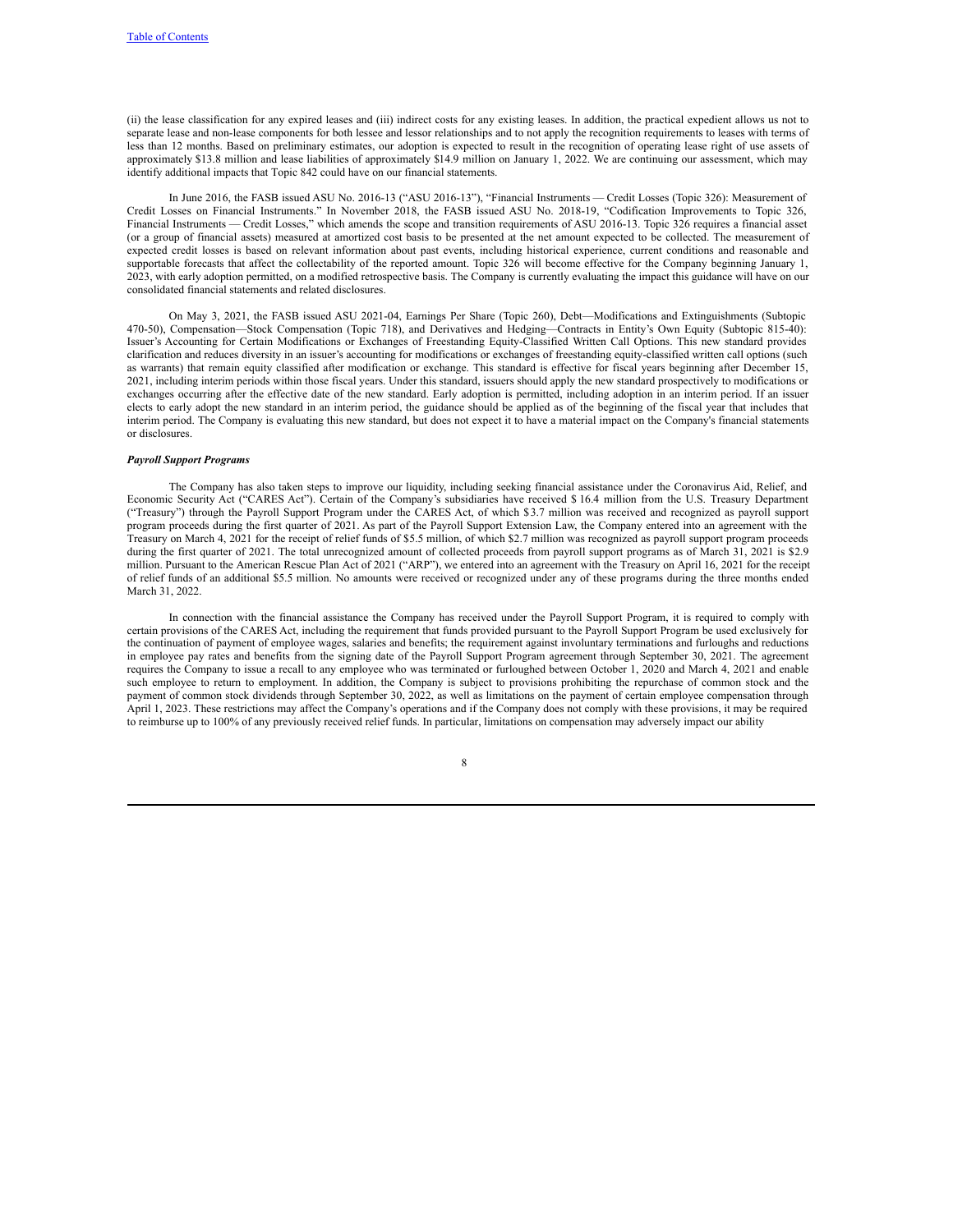(ii) the lease classification for any expired leases and (iii) indirect costs for any existing leases. In addition, the practical expedient allows us not to separate lease and non-lease components for both lessee and lessor relationships and to not apply the recognition requirements to leases with terms of less than 12 months. Based on preliminary estimates, our adoption is expected to result in the recognition of operating lease right of use assets of approximately $13.8 million and lease liabilities of approximately $14.9 million on January 1, 2022. We are continuing our assessment, which may identify additional impacts that Topic 842 could have on our financial statements.

In June 2016, the FASB issued ASU No. 2016-13 ("ASU 2016-13"), "Financial Instruments — Credit Losses (Topic 326): Measurement of Credit Losses on Financial Instruments." In November 2018, the FASB issued ASU No. 2018-19, "Codification Improvements to Topic 326, Financial Instruments — Credit Losses," which amends the scope and transition requirements of ASU 2016-13. Topic 326 requires a financial asset (or a group of financial assets) measured at amortized cost basis to be presented at the net amount expected to be collected. The measurement of expected credit losses is based on relevant information about past events, including historical experience, current conditions and reasonable and supportable forecasts that affect the collectability of the reported amount. Topic 326 will become effective for the Company beginning January 1, 2023, with early adoption permitted, on a modified retrospective basis. The Company is currently evaluating the impact this guidance will have on our consolidated financial statements and related disclosures.

On May 3, 2021, the FASB issued ASU 2021-04, Earnings Per Share (Topic 260), Debt—Modifications and Extinguishments (Subtopic 470-50), Compensation—Stock Compensation (Topic 718), and Derivatives and Hedging—Contracts in Entity's Own Equity (Subtopic 815-40): Issuer's Accounting for Certain Modifications or Exchanges of Freestanding Equity-Classified Written Call Options. This new standard provides clarification and reduces diversity in an issuer's accounting for modifications or exchanges of freestanding equity-classified written call options (such as warrants) that remain equity classified after modification or exchange. This standard is effective for fiscal years beginning after December 15, 2021, including interim periods within those fiscal years. Under this standard, issuers should apply the new standard prospectively to modifications or exchanges occurring after the effective date of the new standard. Early adoption is permitted, including adoption in an interim period. If an issuer elects to early adopt the new standard in an interim period, the guidance should be applied as of the beginning of the fiscal year that includes that interim period. The Company is evaluating this new standard, but does not expect it to have a material impact on the Company's financial statements or disclosures.

***Payroll Support Programs***

The Company has also taken steps to improve our liquidity, including seeking financial assistance under the Coronavirus Aid, Relief, and Economic Security Act ("CARES Act"). Certain of the Company's subsidiaries have received $ 16.4 million from the U.S. Treasury Department ("Treasury") through the Payroll Support Program under the CARES Act, of which $3.7 million was received and recognized as payroll support program proceeds during the first quarter of 2021. As part of the Payroll Support Extension Law, the Company entered into an agreement with the Treasury on March 4, 2021 for the receipt of relief funds of $5.5 million, of which $2.7 million was recognized as payroll support program proceeds during the first quarter of 2021. The total unrecognized amount of collected proceeds from payroll support programs as of March 31, 2021 is $2.9 million. Pursuant to the American Rescue Plan Act of 2021 ("ARP"), we entered into an agreement with the Treasury on April 16, 2021 for the receipt of relief funds of an additional $5.5 million. No amounts were received or recognized under any of these programs during the three months ended March 31, 2022.

In connection with the financial assistance the Company has received under the Payroll Support Program, it is required to comply with certain provisions of the CARES Act, including the requirement that funds provided pursuant to the Payroll Support Program be used exclusively for the continuation of payment of employee wages, salaries and benefits; the requirement against involuntary terminations and furloughs and reductions in employee pay rates and benefits from the signing date of the Payroll Support Program agreement through September 30, 2021. The agreement requires the Company to issue a recall to any employee who was terminated or furloughed between October 1, 2020 and March 4, 2021 and enable such employee to return to employment. In addition, the Company is subject to provisions prohibiting the repurchase of common stock and the payment of common stock dividends through September 30, 2022, as well as limitations on the payment of certain employee compensation through April 1, 2023. These restrictions may affect the Company's operations and if the Company does not comply with these provisions, it may be required to reimburse up to 100% of any previously received relief funds. In particular, limitations on compensation may adversely impact our ability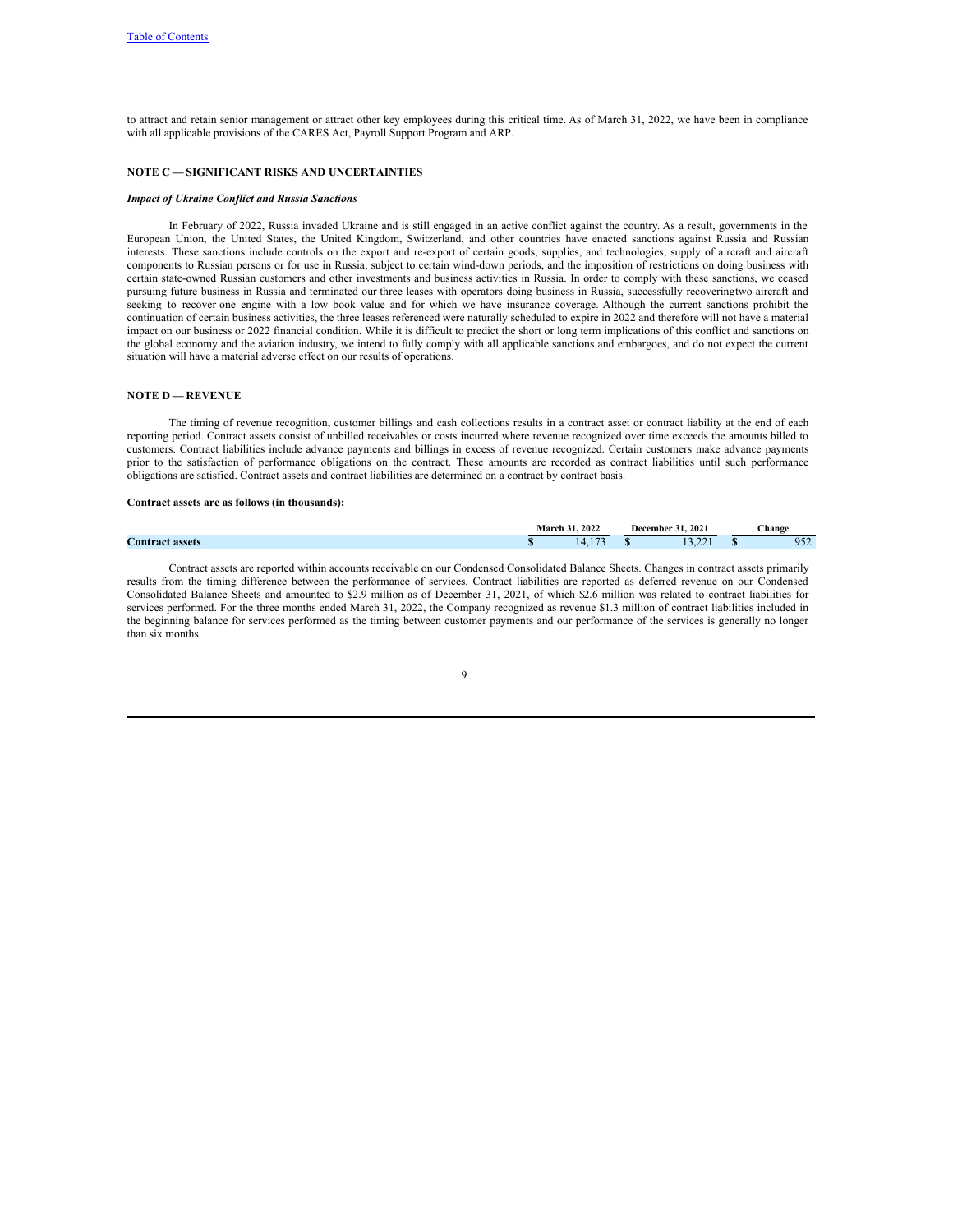to attract and retain senior management or attract other key employees during this critical time. As of March 31, 2022, we have been in compliance with all applicable provisions of the CARES Act, Payroll Support Program and ARP.

## NOTE C — SIGNIFICANT RISKS AND UNCERTAINTIES

### *Impact of Ukraine Conflict and Russia Sanctions*

In February of 2022, Russia invaded Ukraine and is still engaged in an active conflict against the country. As a result, governments in the European Union, the United States, the United Kingdom, Switzerland, and other countries have enacted sanctions against Russia and Russian interests. These sanctions include controls on the export and re-export of certain goods, supplies, and technologies, supply of aircraft and aircraft components to Russian persons or for use in Russia, subject to certain wind-down periods, and the imposition of restrictions on doing business with certain state-owned Russian customers and other investments and business activities in Russia. In order to comply with these sanctions, we ceased pursuing future business in Russia and terminated our three leases with operators doing business in Russia, successfully recoveringtwo aircraft and seeking to recover one engine with a low book value and for which we have insurance coverage. Although the current sanctions prohibit the continuation of certain business activities, the three leases referenced were naturally scheduled to expire in 2022 and therefore will not have a material impact on our business or 2022 financial condition. While it is difficult to predict the short or long term implications of this conflict and sanctions on the global economy and the aviation industry, we intend to fully comply with all applicable sanctions and embargoes, and do not expect the current situation will have a material adverse effect on our results of operations.

## NOTE D — REVENUE

The timing of revenue recognition, customer billings and cash collections results in a contract asset or contract liability at the end of each reporting period. Contract assets consist of unbilled receivables or costs incurred where revenue recognized over time exceeds the amounts billed to customers. Contract liabilities include advance payments and billings in excess of revenue recognized. Certain customers make advance payments prior to the satisfaction of performance obligations on the contract. These amounts are recorded as contract liabilities until such performance obligations are satisfied. Contract assets and contract liabilities are determined on a contract by contract basis.

**Contract assets are as follows (in thousands):**

| | March 31, 2022 | December 31, 2021 | Change |
|---|---|---|---|
| **Contract assets** | $ 14,173 | $ 13,221 | $ 952 |

Contract assets are reported within accounts receivable on our Condensed Consolidated Balance Sheets. Changes in contract assets primarily results from the timing difference between the performance of services. Contract liabilities are reported as deferred revenue on our Condensed Consolidated Balance Sheets and amounted to $2.9 million as of December 31, 2021, of which $2.6 million was related to contract liabilities for services performed. For the three months ended March 31, 2022, the Company recognized as revenue $1.3 million of contract liabilities included in the beginning balance for services performed as the timing between customer payments and our performance of the services is generally no longer than six months.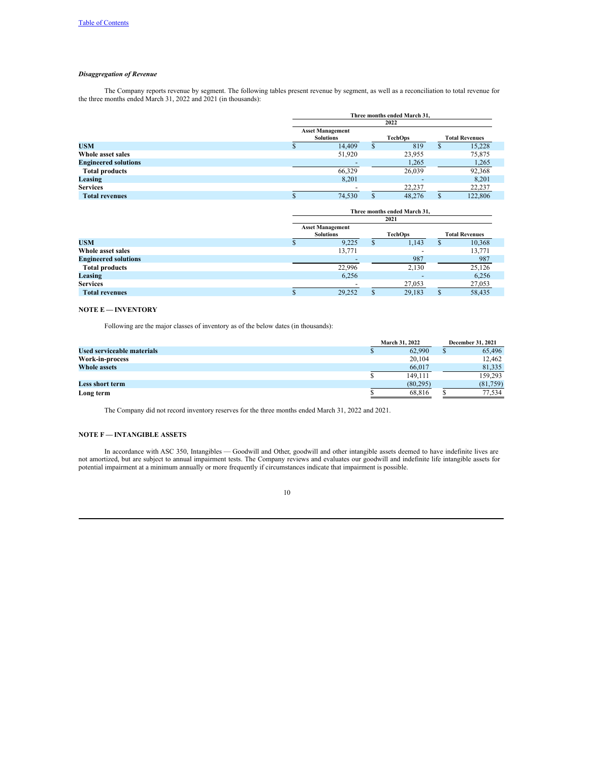***Disaggregation of Revenue***

The Company reports revenue by segment. The following tables present revenue by segment, as well as a reconciliation to total revenue for the three months ended March 31, 2022 and 2021 (in thousands):

| | Three months ended March 31, 2022 | | |
|---|---|---|---|
| | Asset Management Solutions | TechOps | Total Revenues |
| **USM** | $ 14,409 | $ 819 | $ 15,228 |
| **Whole asset sales** | 51,920 | 23,955 | 75,875 |
| **Engineered solutions** | - | 1,265 | 1,265 |
| **Total products** | 66,329 | 26,039 | 92,368 |
| **Leasing** | 8,201 | - | 8,201 |
| **Services** | - | 22,237 | 22,237 |
| **Total revenues** | $ 74,530 | $ 48,276 | $ 122,806 |

| | Three months ended March 31, 2021 | | |
|---|---|---|---|
| | Asset Management Solutions | TechOps | Total Revenues |
| **USM** | $ 9,225 | $ 1,143 | $ 10,368 |
| **Whole asset sales** | 13,771 | - | 13,771 |
| **Engineered solutions** | - | 987 | 987 |
| **Total products** | 22,996 | 2,130 | 25,126 |
| **Leasing** | 6,256 | - | 6,256 |
| **Services** | - | 27,053 | 27,053 |
| **Total revenues** | $ 29,252 | $ 29,183 | $ 58,435 |

## NOTE E — INVENTORY

Following are the major classes of inventory as of the below dates (in thousands):

| | March 31, 2022 | December 31, 2021 |
|---|---|---|
| **Used serviceable materials** | $ 62,990 | $ 65,496 |
| **Work-in-process** | 20,104 | 12,462 |
| **Whole assets** | 66,017 | 81,335 |
| | $ 149,111 | 159,293 |
| **Less short term** | (80,295) | (81,759) |
| **Long term** | $ 68,816 | $ 77,534 |

The Company did not record inventory reserves for the three months ended March 31, 2022 and 2021.

## NOTE F — INTANGIBLE ASSETS

In accordance with ASC 350, Intangibles — Goodwill and Other, goodwill and other intangible assets deemed to have indefinite lives are not amortized, but are subject to annual impairment tests. The Company reviews and evaluates our goodwill and indefinite life intangible assets for potential impairment at a minimum annually or more frequently if circumstances indicate that impairment is possible.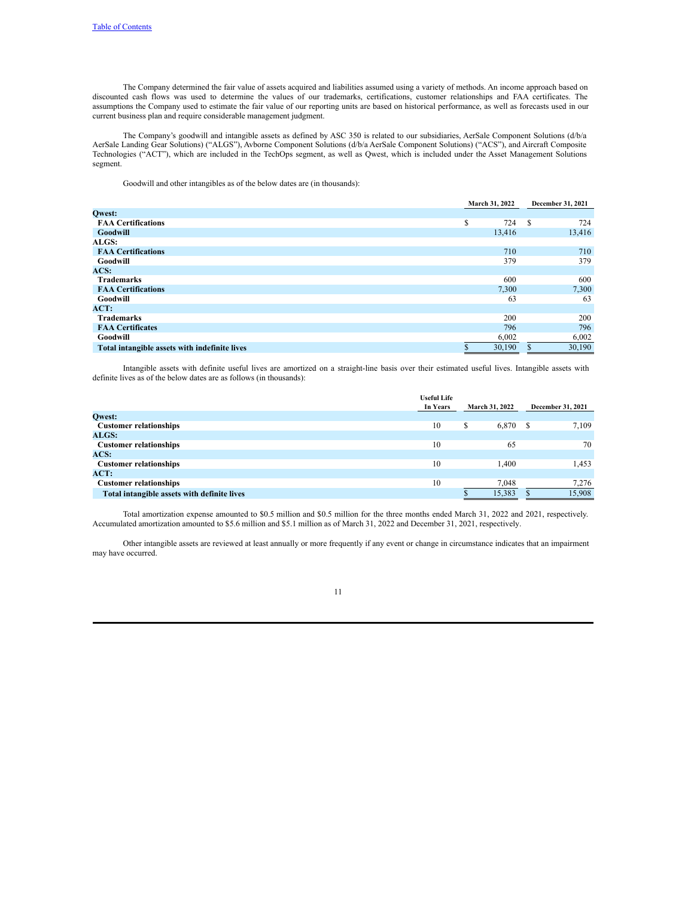The Company determined the fair value of assets acquired and liabilities assumed using a variety of methods. An income approach based on discounted cash flows was used to determine the values of our trademarks, certifications, customer relationships and FAA certificates. The assumptions the Company used to estimate the fair value of our reporting units are based on historical performance, as well as forecasts used in our current business plan and require considerable management judgment.

The Company's goodwill and intangible assets as defined by ASC 350 is related to our subsidiaries, AerSale Component Solutions (d/b/a AerSale Landing Gear Solutions) ("ALGS"), Avborne Component Solutions (d/b/a AerSale Component Solutions) ("ACS"), and Aircraft Composite Technologies ("ACT"), which are included in the TechOps segment, as well as Qwest, which is included under the Asset Management Solutions segment.

Goodwill and other intangibles as of the below dates are (in thousands):

| | March 31, 2022 | December 31, 2021 |
|---|---|---|
| **Qwest:** | | |
| **FAA Certifications** | $ 724 | $ 724 |
| **Goodwill** | 13,416 | 13,416 |
| **ALGS:** | | |
| **FAA Certifications** | 710 | 710 |
| **Goodwill** | 379 | 379 |
| **ACS:** | | |
| **Trademarks** | 600 | 600 |
| **FAA Certifications** | 7,300 | 7,300 |
| **Goodwill** | 63 | 63 |
| **ACT:** | | |
| **Trademarks** | 200 | 200 |
| **FAA Certificates** | 796 | 796 |
| **Goodwill** | 6,002 | 6,002 |
| **Total intangible assets with indefinite lives** | $ 30,190 | $ 30,190 |

Intangible assets with definite useful lives are amortized on a straight-line basis over their estimated useful lives. Intangible assets with definite lives as of the below dates are as follows (in thousands):

| | Useful Life In Years | March 31, 2022 | December 31, 2021 |
|---|---|---|---|
| **Qwest:** | | | |
| **Customer relationships** | 10 | $ 6,870 | $ 7,109 |
| **ALGS:** | | | |
| **Customer relationships** | 10 | 65 | 70 |
| **ACS:** | | | |
| **Customer relationships** | 10 | 1,400 | 1,453 |
| **ACT:** | | | |
| **Customer relationships** | 10 | 7,048 | 7,276 |
| **Total intangible assets with definite lives** | | $ 15,383 | $ 15,908 |

Total amortization expense amounted to $0.5 million and $0.5 million for the three months ended March 31, 2022 and 2021, respectively. Accumulated amortization amounted to $5.6 million and $5.1 million as of March 31, 2022 and December 31, 2021, respectively.

Other intangible assets are reviewed at least annually or more frequently if any event or change in circumstance indicates that an impairment may have occurred.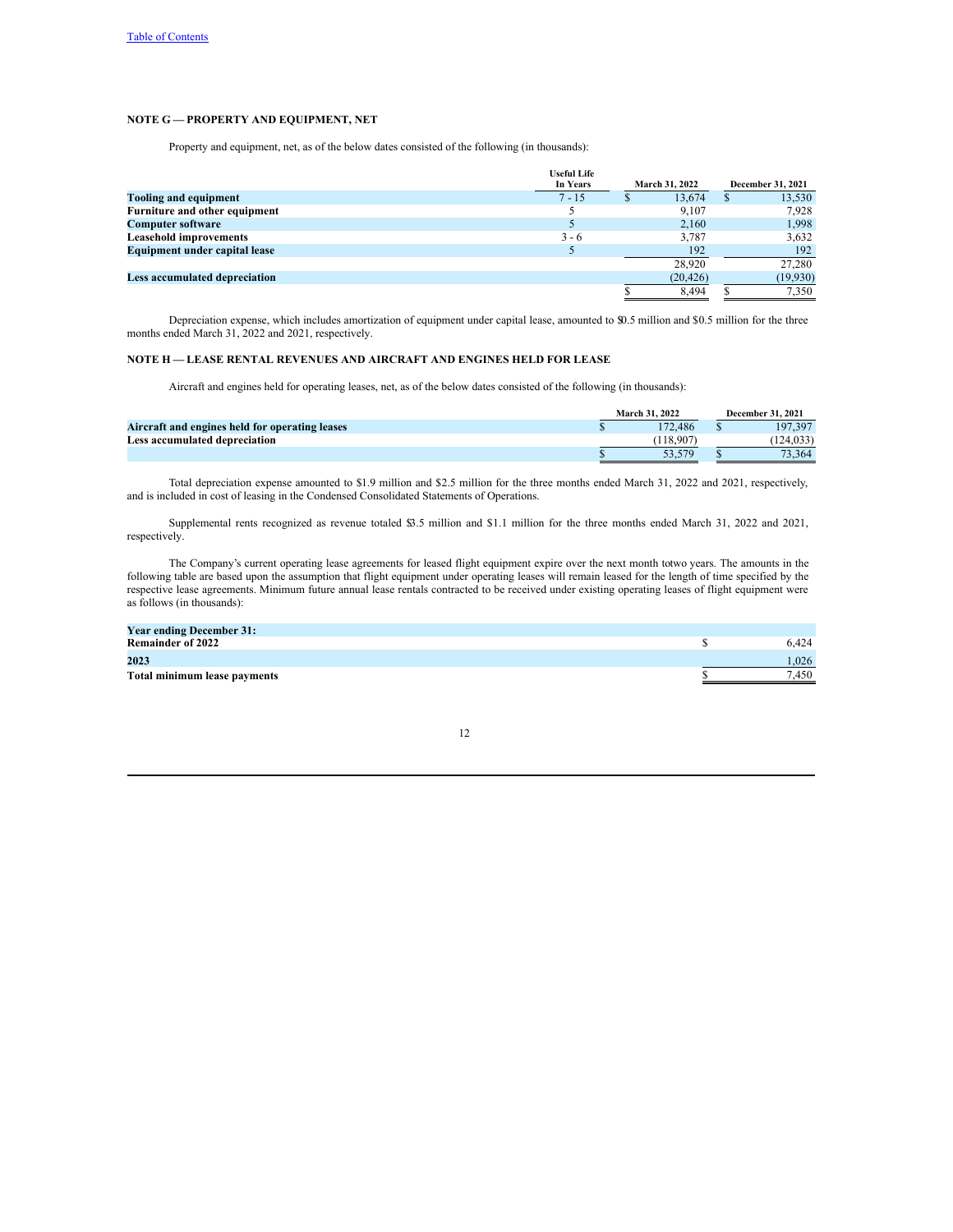Table of Contents

## NOTE G — PROPERTY AND EQUIPMENT, NET

Property and equipment, net, as of the below dates consisted of the following (in thousands):

| | Useful Life In Years | March 31, 2022 | December 31, 2021 |
|---|---|---|---|
| **Tooling and equipment** | 7 - 15 | $ 13,674 | $ 13,530 |
| **Furniture and other equipment** | 5 | 9,107 | 7,928 |
| **Computer software** | 5 | 2,160 | 1,998 |
| **Leasehold improvements** | 3 - 6 | 3,787 | 3,632 |
| **Equipment under capital lease** | 5 | 192 | 192 |
| | | 28,920 | 27,280 |
| **Less accumulated depreciation** | | (20,426) | (19,930) |
| | | $ 8,494 | $ 7,350 |

Depreciation expense, which includes amortization of equipment under capital lease, amounted to $0.5 million and $0.5 million for the three months ended March 31, 2022 and 2021, respectively.

## NOTE H — LEASE RENTAL REVENUES AND AIRCRAFT AND ENGINES HELD FOR LEASE

Aircraft and engines held for operating leases, net, as of the below dates consisted of the following (in thousands):

| | March 31, 2022 | December 31, 2021 |
|---|---|---|
| **Aircraft and engines held for operating leases** | $ 172,486 | $ 197,397 |
| **Less accumulated depreciation** | (118,907) | (124,033) |
| | $ 53,579 | $ 73,364 |

Total depreciation expense amounted to $1.9 million and $2.5 million for the three months ended March 31, 2022 and 2021, respectively, and is included in cost of leasing in the Condensed Consolidated Statements of Operations.

Supplemental rents recognized as revenue totaled $3.5 million and $1.1 million for the three months ended March 31, 2022 and 2021, respectively.

The Company's current operating lease agreements for leased flight equipment expire over the next month totwo years. The amounts in the following table are based upon the assumption that flight equipment under operating leases will remain leased for the length of time specified by the respective lease agreements. Minimum future annual lease rentals contracted to be received under existing operating leases of flight equipment were as follows (in thousands):

| | |
|---|---|
| **Year ending December 31:** | |
| **Remainder of 2022** | $ 6,424 |
| **2023** | 1,026 |
| **Total minimum lease payments** | $ 7,450 |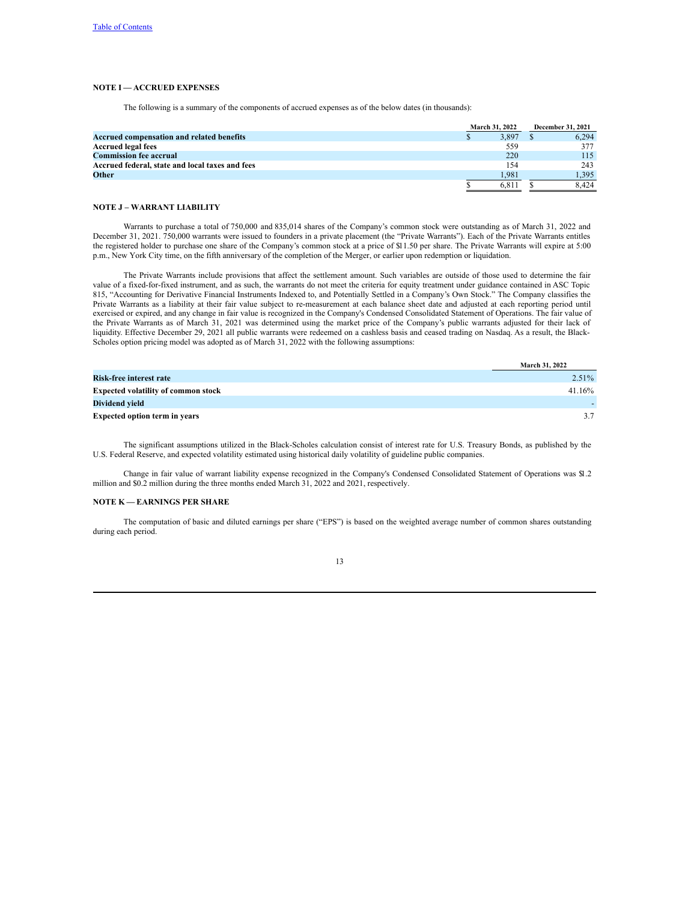## NOTE I — ACCRUED EXPENSES

The following is a summary of the components of accrued expenses as of the below dates (in thousands):

| | March 31, 2022 | December 31, 2021 |
|---|---|---|
| **Accrued compensation and related benefits** | $ 3,897 | $ 6,294 |
| **Accrued legal fees** | 559 | 377 |
| **Commission fee accrual** | 220 | 115 |
| **Accrued federal, state and local taxes and fees** | 154 | 243 |
| **Other** | 1,981 | 1,395 |
| | $ 6,811 | $ 8,424 |

## NOTE J – WARRANT LIABILITY

Warrants to purchase a total of 750,000 and 835,014 shares of the Company's common stock were outstanding as of March 31, 2022 and December 31, 2021. 750,000 warrants were issued to founders in a private placement (the "Private Warrants"). Each of the Private Warrants entitles the registered holder to purchase one share of the Company's common stock at a price of $11.50 per share. The Private Warrants will expire at 5:00 p.m., New York City time, on the fifth anniversary of the completion of the Merger, or earlier upon redemption or liquidation.

The Private Warrants include provisions that affect the settlement amount. Such variables are outside of those used to determine the fair value of a fixed-for-fixed instrument, and as such, the warrants do not meet the criteria for equity treatment under guidance contained in ASC Topic 815, "Accounting for Derivative Financial Instruments Indexed to, and Potentially Settled in a Company's Own Stock." The Company classifies the Private Warrants as a liability at their fair value subject to re-measurement at each balance sheet date and adjusted at each reporting period until exercised or expired, and any change in fair value is recognized in the Company's Condensed Consolidated Statement of Operations. The fair value of the Private Warrants as of March 31, 2021 was determined using the market price of the Company's public warrants adjusted for their lack of liquidity. Effective December 29, 2021 all public warrants were redeemed on a cashless basis and ceased trading on Nasdaq. As a result, the Black-Scholes option pricing model was adopted as of March 31, 2022 with the following assumptions:

| | March 31, 2022 |
|---|---|
| **Risk-free interest rate** | 2.51% |
| **Expected volatility of common stock** | 41.16% |
| **Dividend yield** | - |
| **Expected option term in years** | 3.7 |

The significant assumptions utilized in the Black-Scholes calculation consist of interest rate for U.S. Treasury Bonds, as published by the U.S. Federal Reserve, and expected volatility estimated using historical daily volatility of guideline public companies.

Change in fair value of warrant liability expense recognized in the Company's Condensed Consolidated Statement of Operations was $1.2 million and $0.2 million during the three months ended March 31, 2022 and 2021, respectively.

## NOTE K — EARNINGS PER SHARE

The computation of basic and diluted earnings per share ("EPS") is based on the weighted average number of common shares outstanding during each period.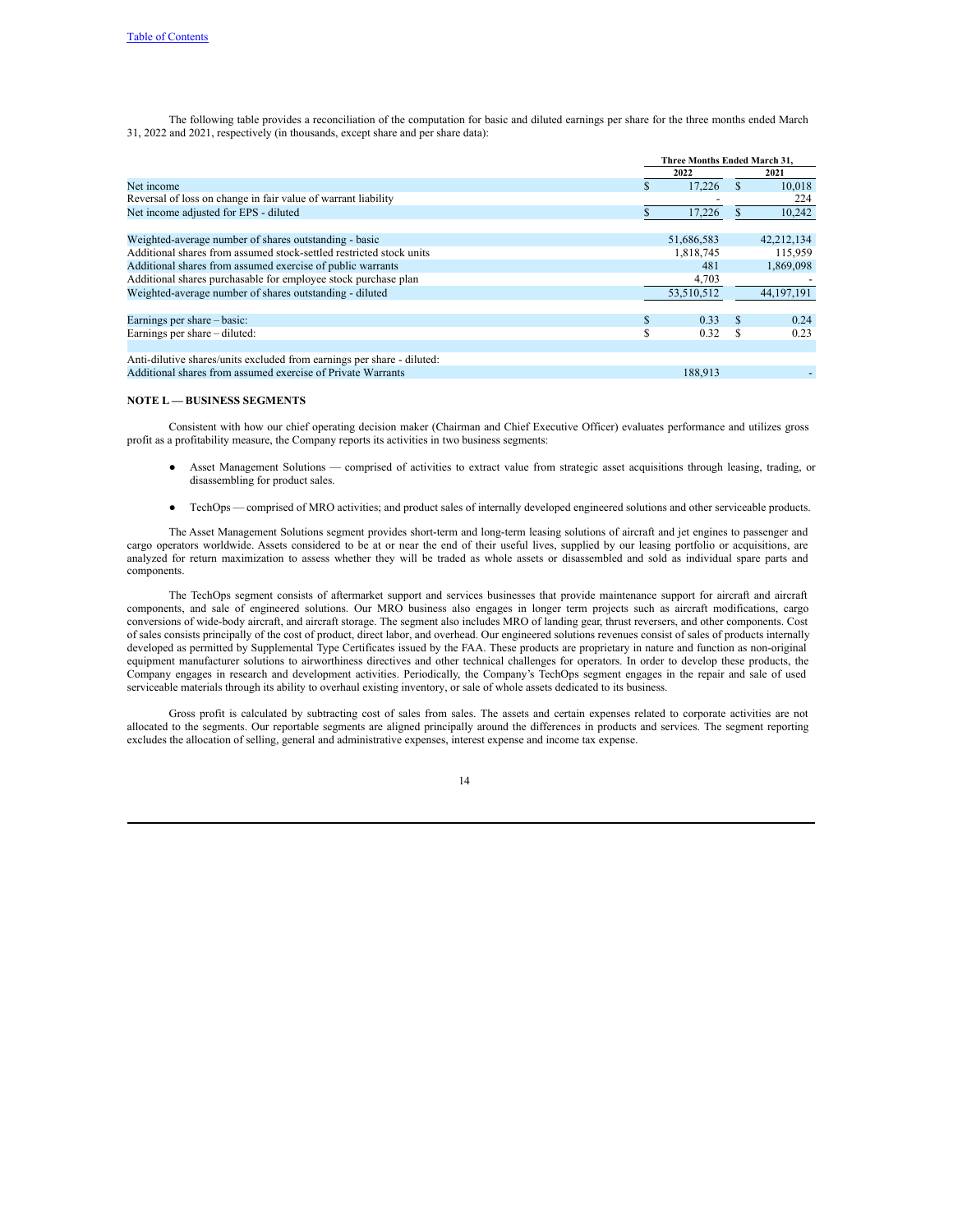The following table provides a reconciliation of the computation for basic and diluted earnings per share for the three months ended March 31, 2022 and 2021, respectively (in thousands, except share and per share data):

| | Three Months Ended March 31, | |
|---|---|---|
| | 2022 | 2021 |
| Net income | $ 17,226 | $ 10,018 |
| Reversal of loss on change in fair value of warrant liability | - | 224 |
| Net income adjusted for EPS - diluted | $ 17,226 | $ 10,242 |
| | | |
| Weighted-average number of shares outstanding - basic | 51,686,583 | 42,212,134 |
| Additional shares from assumed stock-settled restricted stock units | 1,818,745 | 115,959 |
| Additional shares from assumed exercise of public warrants | 481 | 1,869,098 |
| Additional shares purchasable for employee stock purchase plan | 4,703 | - |
| Weighted-average number of shares outstanding - diluted | 53,510,512 | 44,197,191 |
| | | |
| Earnings per share – basic: | $ 0.33 | $ 0.24 |
| Earnings per share – diluted: | $ 0.32 | $ 0.23 |
| | | |
| Anti-dilutive shares/units excluded from earnings per share - diluted: | | |
| Additional shares from assumed exercise of Private Warrants | 188,913 | - |

**NOTE L — BUSINESS SEGMENTS**

Consistent with how our chief operating decision maker (Chairman and Chief Executive Officer) evaluates performance and utilizes gross profit as a profitability measure, the Company reports its activities in two business segments:

- Asset Management Solutions — comprised of activities to extract value from strategic asset acquisitions through leasing, trading, or disassembling for product sales.
- TechOps — comprised of MRO activities; and product sales of internally developed engineered solutions and other serviceable products.

The Asset Management Solutions segment provides short-term and long-term leasing solutions of aircraft and jet engines to passenger and cargo operators worldwide. Assets considered to be at or near the end of their useful lives, supplied by our leasing portfolio or acquisitions, are analyzed for return maximization to assess whether they will be traded as whole assets or disassembled and sold as individual spare parts and components.

The TechOps segment consists of aftermarket support and services businesses that provide maintenance support for aircraft and aircraft components, and sale of engineered solutions. Our MRO business also engages in longer term projects such as aircraft modifications, cargo conversions of wide-body aircraft, and aircraft storage. The segment also includes MRO of landing gear, thrust reversers, and other components. Cost of sales consists principally of the cost of product, direct labor, and overhead. Our engineered solutions revenues consist of sales of products internally developed as permitted by Supplemental Type Certificates issued by the FAA. These products are proprietary in nature and function as non-original equipment manufacturer solutions to airworthiness directives and other technical challenges for operators. In order to develop these products, the Company engages in research and development activities. Periodically, the Company's TechOps segment engages in the repair and sale of used serviceable materials through its ability to overhaul existing inventory, or sale of whole assets dedicated to its business.

Gross profit is calculated by subtracting cost of sales from sales. The assets and certain expenses related to corporate activities are not allocated to the segments. Our reportable segments are aligned principally around the differences in products and services. The segment reporting excludes the allocation of selling, general and administrative expenses, interest expense and income tax expense.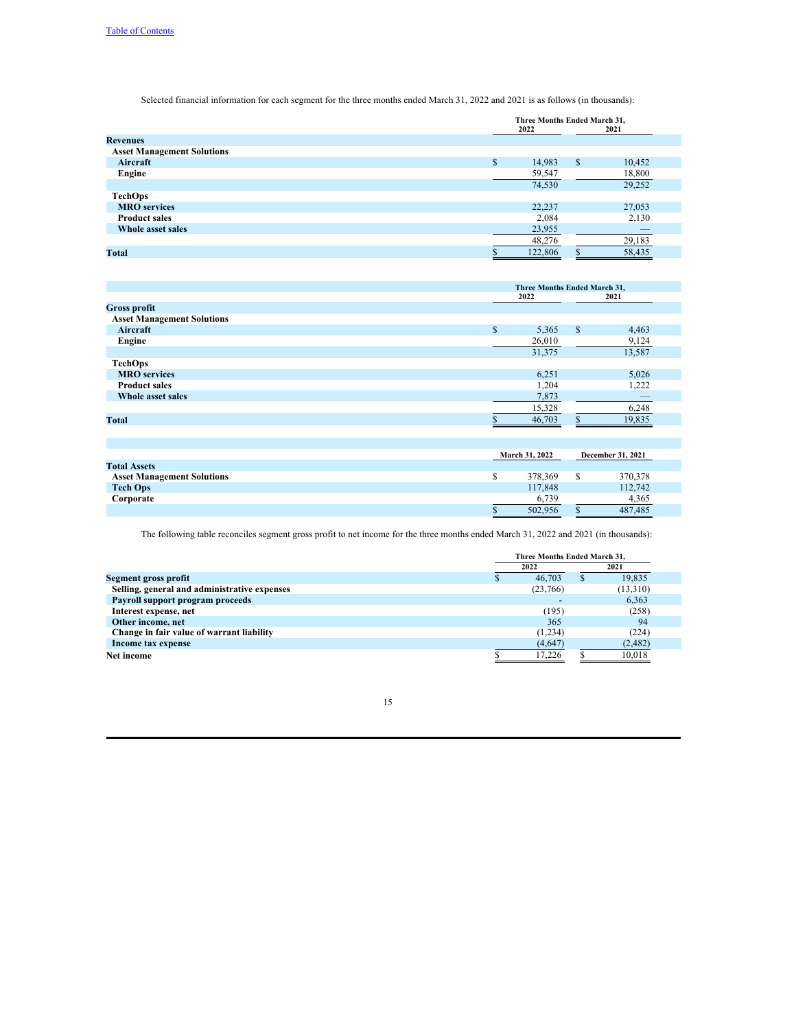Selected financial information for each segment for the three months ended March 31, 2022 and 2021 is as follows (in thousands):

| | Three Months Ended March 31, | |
|---|---|---|
| | 2022 | 2021 |
| **Revenues** | | |
| **Asset Management Solutions** | | |
| **Aircraft** | $ 14,983 | $ 10,452 |
| **Engine** | 59,547 | 18,800 |
| | 74,530 | 29,252 |
| **TechOps** | | |
| **MRO services** | 22,237 | 27,053 |
| **Product sales** | 2,084 | 2,130 |
| **Whole asset sales** | 23,955 | — |
| | 48,276 | 29,183 |
| **Total** | $ 122,806 | $ 58,435 |

| | Three Months Ended March 31, | |
|---|---|---|
| | 2022 | 2021 |
| **Gross profit** | | |
| **Asset Management Solutions** | | |
| **Aircraft** | $ 5,365 | $ 4,463 |
| **Engine** | 26,010 | 9,124 |
| | 31,375 | 13,587 |
| **TechOps** | | |
| **MRO services** | 6,251 | 5,026 |
| **Product sales** | 1,204 | 1,222 |
| **Whole asset sales** | 7,873 | — |
| | 15,328 | 6,248 |
| **Total** | $ 46,703 | $ 19,835 |

| | March 31, 2022 | December 31, 2021 |
|---|---|---|
| **Total Assets** | | |
| **Asset Management Solutions** | $ 378,369 | $ 370,378 |
| **Tech Ops** | 117,848 | 112,742 |
| **Corporate** | 6,739 | 4,365 |
| | $ 502,956 | $ 487,485 |

The following table reconciles segment gross profit to net income for the three months ended March 31, 2022 and 2021 (in thousands):

| | Three Months Ended March 31, | |
|---|---|---|
| | 2022 | 2021 |
| **Segment gross profit** | $ 46,703 | $ 19,835 |
| **Selling, general and administrative expenses** | (23,766) | (13,310) |
| **Payroll support program proceeds** | - | 6,363 |
| **Interest expense, net** | (195) | (258) |
| **Other income, net** | 365 | 94 |
| **Change in fair value of warrant liability** | (1,234) | (224) |
| **Income tax expense** | (4,647) | (2,482) |
| **Net income** | $ 17,226 | $ 10,018 |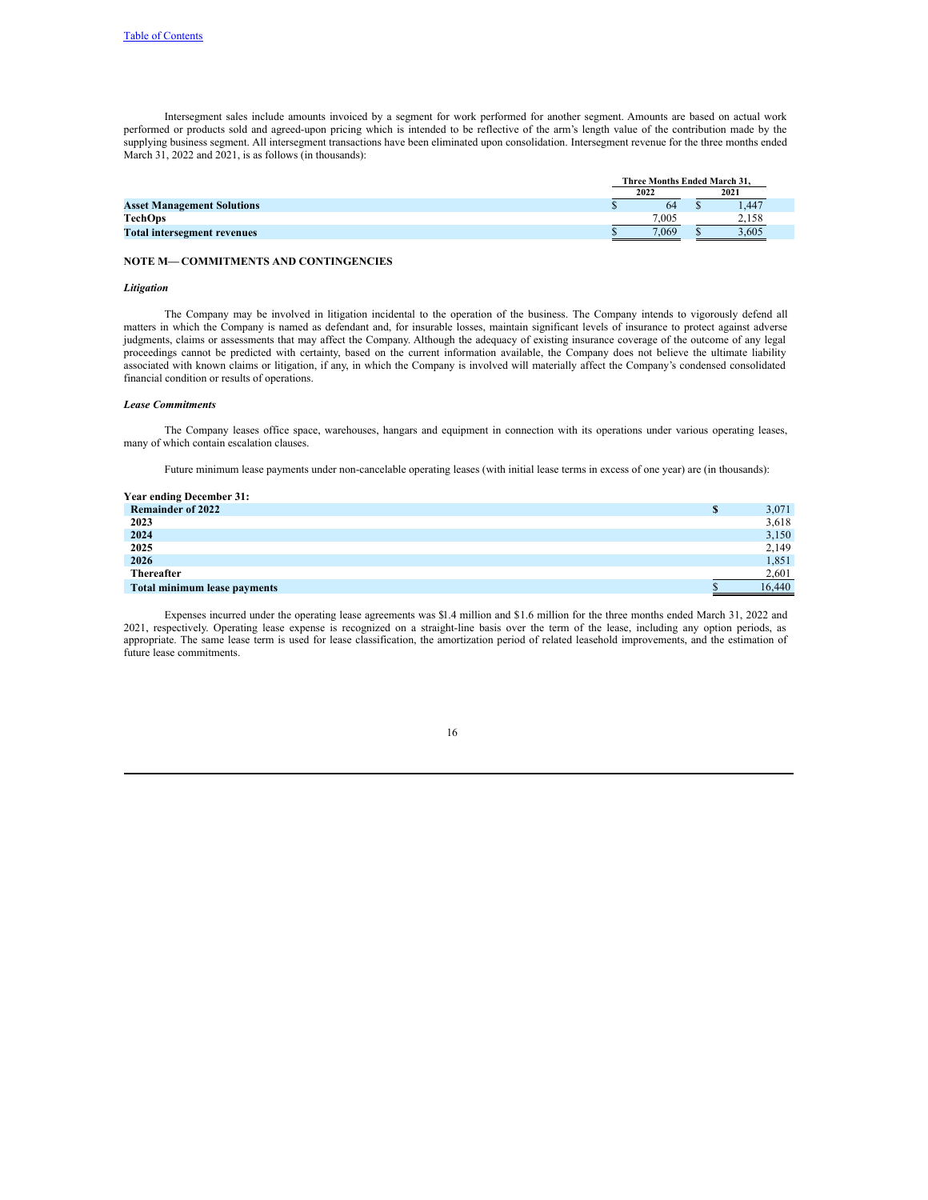Intersegment sales include amounts invoiced by a segment for work performed for another segment. Amounts are based on actual work performed or products sold and agreed-upon pricing which is intended to be reflective of the arm's length value of the contribution made by the supplying business segment. All intersegment transactions have been eliminated upon consolidation. Intersegment revenue for the three months ended March 31, 2022 and 2021, is as follows (in thousands):

| | Three Months Ended March 31, | |
|---|---|---|
| | 2022 | 2021 |
| **Asset Management Solutions** | $ 64 | $ 1,447 |
| **TechOps** | 7,005 | 2,158 |
| **Total intersegment revenues** | $ 7,069 | $ 3,605 |

## NOTE M— COMMITMENTS AND CONTINGENCIES

### *Litigation*

The Company may be involved in litigation incidental to the operation of the business. The Company intends to vigorously defend all matters in which the Company is named as defendant and, for insurable losses, maintain significant levels of insurance to protect against adverse judgments, claims or assessments that may affect the Company. Although the adequacy of existing insurance coverage of the outcome of any legal proceedings cannot be predicted with certainty, based on the current information available, the Company does not believe the ultimate liability associated with known claims or litigation, if any, in which the Company is involved will materially affect the Company's condensed consolidated financial condition or results of operations.

### *Lease Commitments*

The Company leases office space, warehouses, hangars and equipment in connection with its operations under various operating leases, many of which contain escalation clauses.

Future minimum lease payments under non-cancelable operating leases (with initial lease terms in excess of one year) are (in thousands):

| **Year ending December 31:** | |
|---|---|
| **Remainder of 2022** | $ 3,071 |
| **2023** | 3,618 |
| **2024** | 3,150 |
| **2025** | 2,149 |
| **2026** | 1,851 |
| **Thereafter** | 2,601 |
| **Total minimum lease payments** | $ 16,440 |

Expenses incurred under the operating lease agreements was $1.4 million and $1.6 million for the three months ended March 31, 2022 and 2021, respectively. Operating lease expense is recognized on a straight-line basis over the term of the lease, including any option periods, as appropriate. The same lease term is used for lease classification, the amortization period of related leasehold improvements, and the estimation of future lease commitments.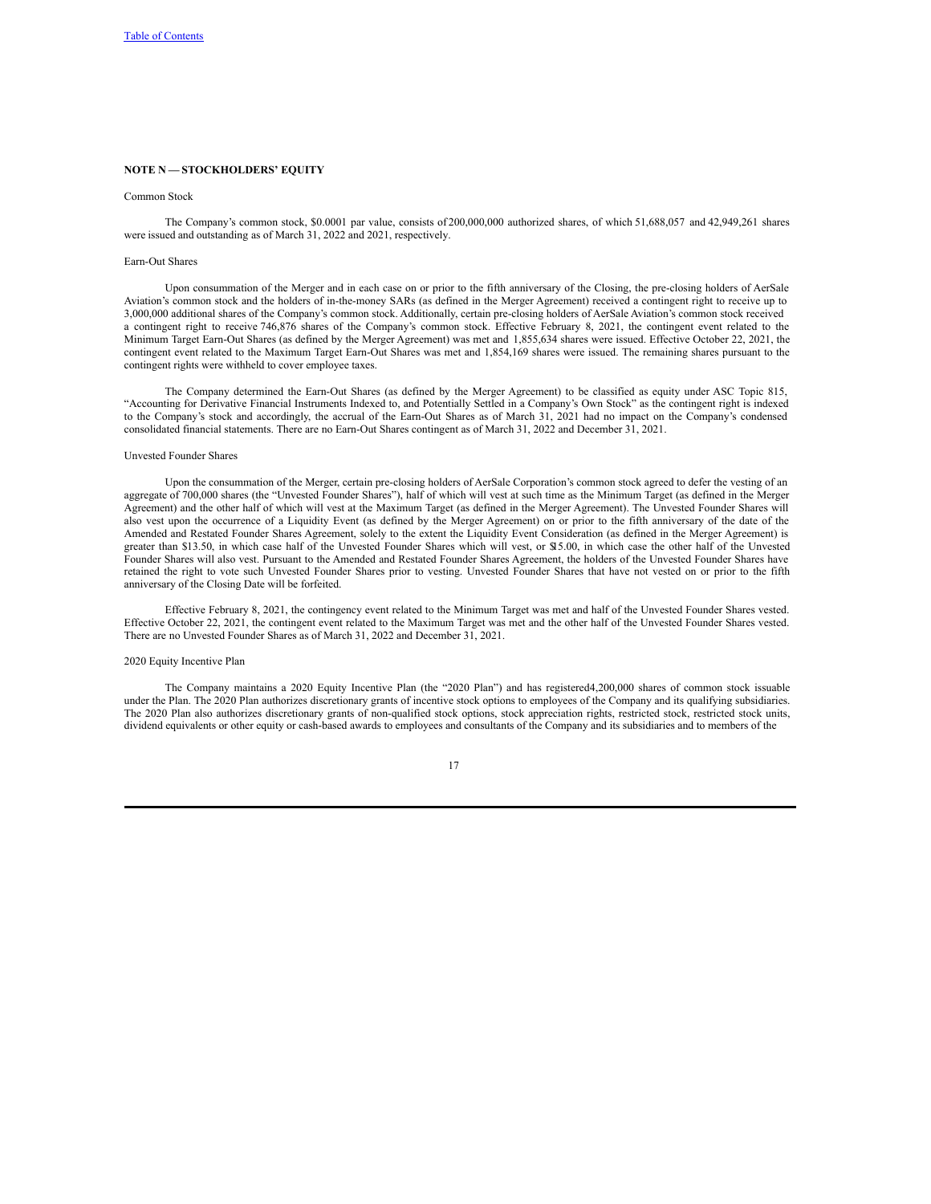## NOTE N — STOCKHOLDERS' EQUITY

Common Stock

The Company's common stock, $0.0001 par value, consists of 200,000,000 authorized shares, of which 51,688,057 and 42,949,261 shares were issued and outstanding as of March 31, 2022 and 2021, respectively.

Earn-Out Shares

Upon consummation of the Merger and in each case on or prior to the fifth anniversary of the Closing, the pre-closing holders of AerSale Aviation's common stock and the holders of in-the-money SARs (as defined in the Merger Agreement) received a contingent right to receive up to 3,000,000 additional shares of the Company's common stock. Additionally, certain pre-closing holders of AerSale Aviation's common stock received a contingent right to receive 746,876 shares of the Company's common stock. Effective February 8, 2021, the contingent event related to the Minimum Target Earn-Out Shares (as defined by the Merger Agreement) was met and 1,855,634 shares were issued. Effective October 22, 2021, the contingent event related to the Maximum Target Earn-Out Shares was met and 1,854,169 shares were issued. The remaining shares pursuant to the contingent rights were withheld to cover employee taxes.

The Company determined the Earn-Out Shares (as defined by the Merger Agreement) to be classified as equity under ASC Topic 815, "Accounting for Derivative Financial Instruments Indexed to, and Potentially Settled in a Company's Own Stock" as the contingent right is indexed to the Company's stock and accordingly, the accrual of the Earn-Out Shares as of March 31, 2021 had no impact on the Company's condensed consolidated financial statements. There are no Earn-Out Shares contingent as of March 31, 2022 and December 31, 2021.

Unvested Founder Shares

Upon the consummation of the Merger, certain pre-closing holders of AerSale Corporation's common stock agreed to defer the vesting of an aggregate of 700,000 shares (the "Unvested Founder Shares"), half of which will vest at such time as the Minimum Target (as defined in the Merger Agreement) and the other half of which will vest at the Maximum Target (as defined in the Merger Agreement). The Unvested Founder Shares will also vest upon the occurrence of a Liquidity Event (as defined by the Merger Agreement) on or prior to the fifth anniversary of the date of the Amended and Restated Founder Shares Agreement, solely to the extent the Liquidity Event Consideration (as defined in the Merger Agreement) is greater than $13.50, in which case half of the Unvested Founder Shares which will vest, or $15.00, in which case the other half of the Unvested Founder Shares will also vest. Pursuant to the Amended and Restated Founder Shares Agreement, the holders of the Unvested Founder Shares have retained the right to vote such Unvested Founder Shares prior to vesting. Unvested Founder Shares that have not vested on or prior to the fifth anniversary of the Closing Date will be forfeited.

Effective February 8, 2021, the contingency event related to the Minimum Target was met and half of the Unvested Founder Shares vested. Effective October 22, 2021, the contingent event related to the Maximum Target was met and the other half of the Unvested Founder Shares vested. There are no Unvested Founder Shares as of March 31, 2022 and December 31, 2021.

2020 Equity Incentive Plan

The Company maintains a 2020 Equity Incentive Plan (the "2020 Plan") and has registered 4,200,000 shares of common stock issuable under the Plan. The 2020 Plan authorizes discretionary grants of incentive stock options to employees of the Company and its qualifying subsidiaries. The 2020 Plan also authorizes discretionary grants of non-qualified stock options, stock appreciation rights, restricted stock, restricted stock units, dividend equivalents or other equity or cash-based awards to employees and consultants of the Company and its subsidiaries and to members of the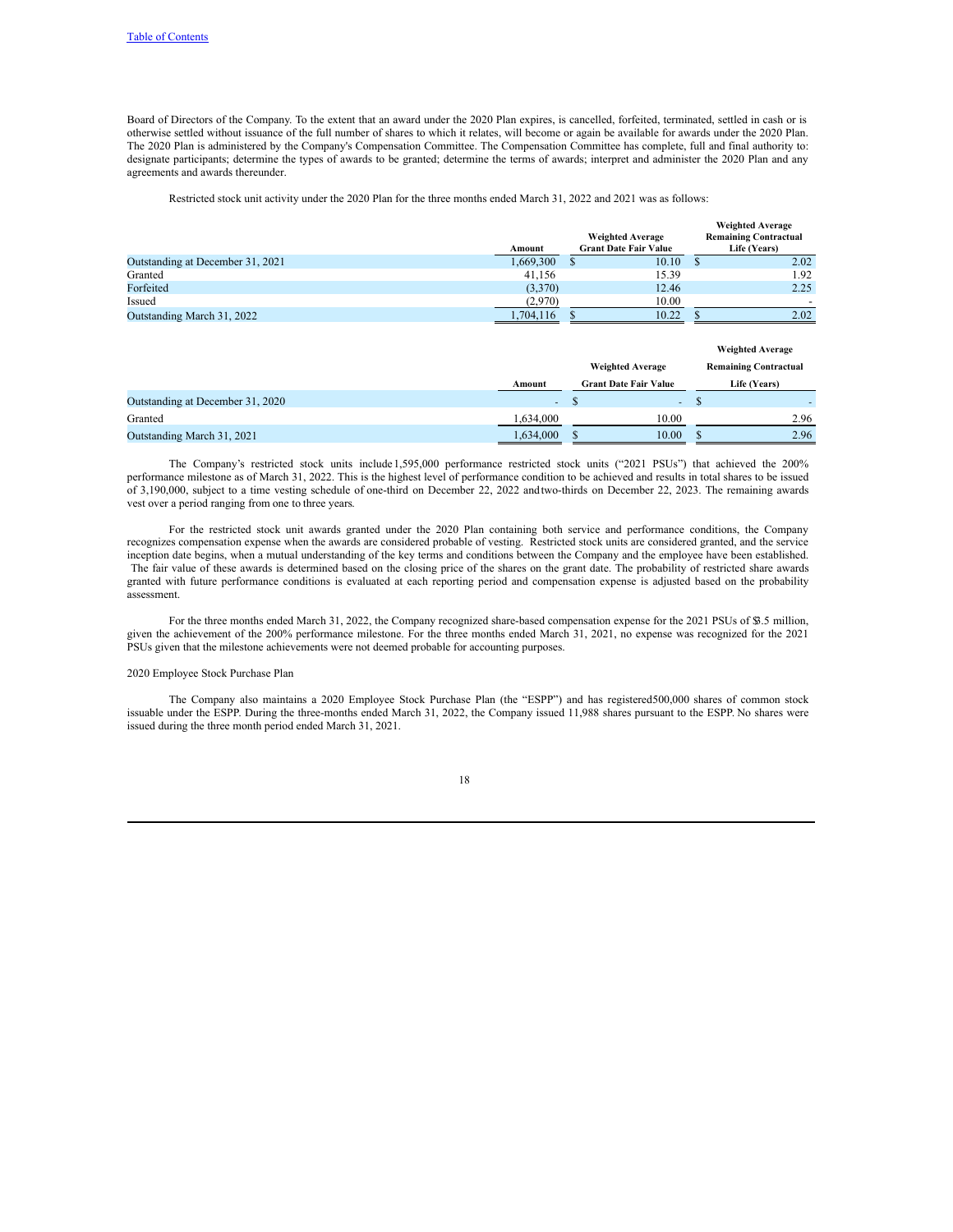Board of Directors of the Company. To the extent that an award under the 2020 Plan expires, is cancelled, forfeited, terminated, settled in cash or is otherwise settled without issuance of the full number of shares to which it relates, will become or again be available for awards under the 2020 Plan. The 2020 Plan is administered by the Company's Compensation Committee. The Compensation Committee has complete, full and final authority to: designate participants; determine the types of awards to be granted; determine the terms of awards; interpret and administer the 2020 Plan and any agreements and awards thereunder.

Restricted stock unit activity under the 2020 Plan for the three months ended March 31, 2022 and 2021 was as follows:

| | Amount | Weighted Average Grant Date Fair Value | Weighted Average Remaining Contractual Life (Years) |
|---|---|---|---|
| Outstanding at December 31, 2021 | 1,669,300 | $ 10.10 | $ 2.02 |
| Granted | 41,156 | 15.39 | 1.92 |
| Forfeited | (3,370) | 12.46 | 2.25 |
| Issued | (2,970) | 10.00 | - |
| Outstanding March 31, 2022 | 1,704,116 | $ 10.22 | $ 2.02 |

| | Amount | Weighted Average Grant Date Fair Value | Weighted Average Remaining Contractual Life (Years) |
|---|---|---|---|
| Outstanding at December 31, 2020 | - | $ - | $ - |
| Granted | 1,634,000 | 10.00 | 2.96 |
| Outstanding March 31, 2021 | 1,634,000 | $ 10.00 | $ 2.96 |

The Company's restricted stock units include 1,595,000 performance restricted stock units ("2021 PSUs") that achieved the 200% performance milestone as of March 31, 2022. This is the highest level of performance condition to be achieved and results in total shares to be issued of 3,190,000, subject to a time vesting schedule of one-third on December 22, 2022 and two-thirds on December 22, 2023. The remaining awards vest over a period ranging from one to three years.

For the restricted stock unit awards granted under the 2020 Plan containing both service and performance conditions, the Company recognizes compensation expense when the awards are considered probable of vesting. Restricted stock units are considered granted, and the service inception date begins, when a mutual understanding of the key terms and conditions between the Company and the employee have been established. The fair value of these awards is determined based on the closing price of the shares on the grant date. The probability of restricted share awards granted with future performance conditions is evaluated at each reporting period and compensation expense is adjusted based on the probability assessment.

For the three months ended March 31, 2022, the Company recognized share-based compensation expense for the 2021 PSUs of $3.5 million, given the achievement of the 200% performance milestone. For the three months ended March 31, 2021, no expense was recognized for the 2021 PSUs given that the milestone achievements were not deemed probable for accounting purposes.

2020 Employee Stock Purchase Plan

The Company also maintains a 2020 Employee Stock Purchase Plan (the "ESPP") and has registered 500,000 shares of common stock issuable under the ESPP. During the three-months ended March 31, 2022, the Company issued 11,988 shares pursuant to the ESPP. No shares were issued during the three month period ended March 31, 2021.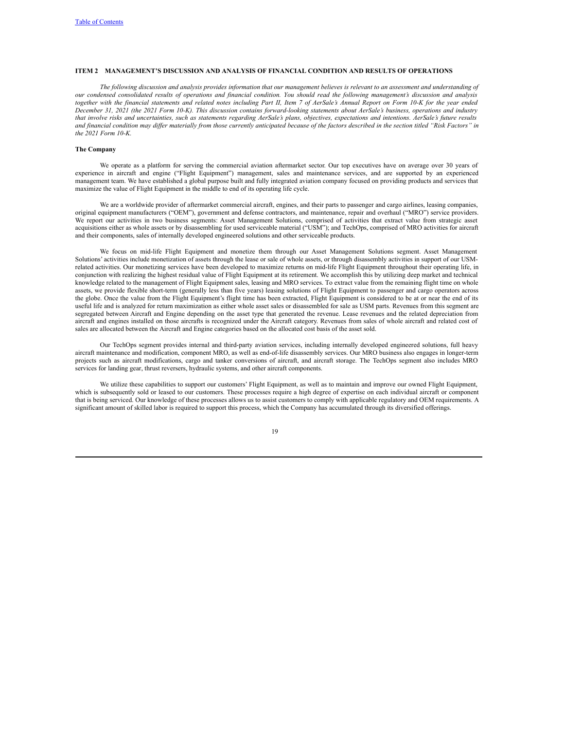## ITEM 2 MANAGEMENT'S DISCUSSION AND ANALYSIS OF FINANCIAL CONDITION AND RESULTS OF OPERATIONS

*The following discussion and analysis provides information that our management believes is relevant to an assessment and understanding of our condensed consolidated results of operations and financial condition. You should read the following management's discussion and analysis together with the financial statements and related notes including Part II, Item 7 of AerSale's Annual Report on Form 10-K for the year ended December 31, 2021 (the 2021 Form 10-K). This discussion contains forward-looking statements about AerSale's business, operations and industry that involve risks and uncertainties, such as statements regarding AerSale's plans, objectives, expectations and intentions. AerSale's future results and financial condition may differ materially from those currently anticipated because of the factors described in the section titled "Risk Factors" in the 2021 Form 10-K.*

### The Company

We operate as a platform for serving the commercial aviation aftermarket sector. Our top executives have on average over 30 years of experience in aircraft and engine ("Flight Equipment") management, sales and maintenance services, and are supported by an experienced management team. We have established a global purpose built and fully integrated aviation company focused on providing products and services that maximize the value of Flight Equipment in the middle to end of its operating life cycle.

We are a worldwide provider of aftermarket commercial aircraft, engines, and their parts to passenger and cargo airlines, leasing companies, original equipment manufacturers ("OEM"), government and defense contractors, and maintenance, repair and overhaul ("MRO") service providers. We report our activities in two business segments: Asset Management Solutions, comprised of activities that extract value from strategic asset acquisitions either as whole assets or by disassembling for used serviceable material ("USM"); and TechOps, comprised of MRO activities for aircraft and their components, sales of internally developed engineered solutions and other serviceable products.

We focus on mid-life Flight Equipment and monetize them through our Asset Management Solutions segment. Asset Management Solutions' activities include monetization of assets through the lease or sale of whole assets, or through disassembly activities in support of our USM-related activities. Our monetizing services have been developed to maximize returns on mid-life Flight Equipment throughout their operating life, in conjunction with realizing the highest residual value of Flight Equipment at its retirement. We accomplish this by utilizing deep market and technical knowledge related to the management of Flight Equipment sales, leasing and MRO services. To extract value from the remaining flight time on whole assets, we provide flexible short-term (generally less than five years) leasing solutions of Flight Equipment to passenger and cargo operators across the globe. Once the value from the Flight Equipment's flight time has been extracted, Flight Equipment is considered to be at or near the end of its useful life and is analyzed for return maximization as either whole asset sales or disassembled for sale as USM parts. Revenues from this segment are segregated between Aircraft and Engine depending on the asset type that generated the revenue. Lease revenues and the related depreciation from aircraft and engines installed on those aircrafts is recognized under the Aircraft category. Revenues from sales of whole aircraft and related cost of sales are allocated between the Aircraft and Engine categories based on the allocated cost basis of the asset sold.

Our TechOps segment provides internal and third-party aviation services, including internally developed engineered solutions, full heavy aircraft maintenance and modification, component MRO, as well as end-of-life disassembly services. Our MRO business also engages in longer-term projects such as aircraft modifications, cargo and tanker conversions of aircraft, and aircraft storage. The TechOps segment also includes MRO services for landing gear, thrust reversers, hydraulic systems, and other aircraft components.

We utilize these capabilities to support our customers' Flight Equipment, as well as to maintain and improve our owned Flight Equipment, which is subsequently sold or leased to our customers. These processes require a high degree of expertise on each individual aircraft or component that is being serviced. Our knowledge of these processes allows us to assist customers to comply with applicable regulatory and OEM requirements. A significant amount of skilled labor is required to support this process, which the Company has accumulated through its diversified offerings.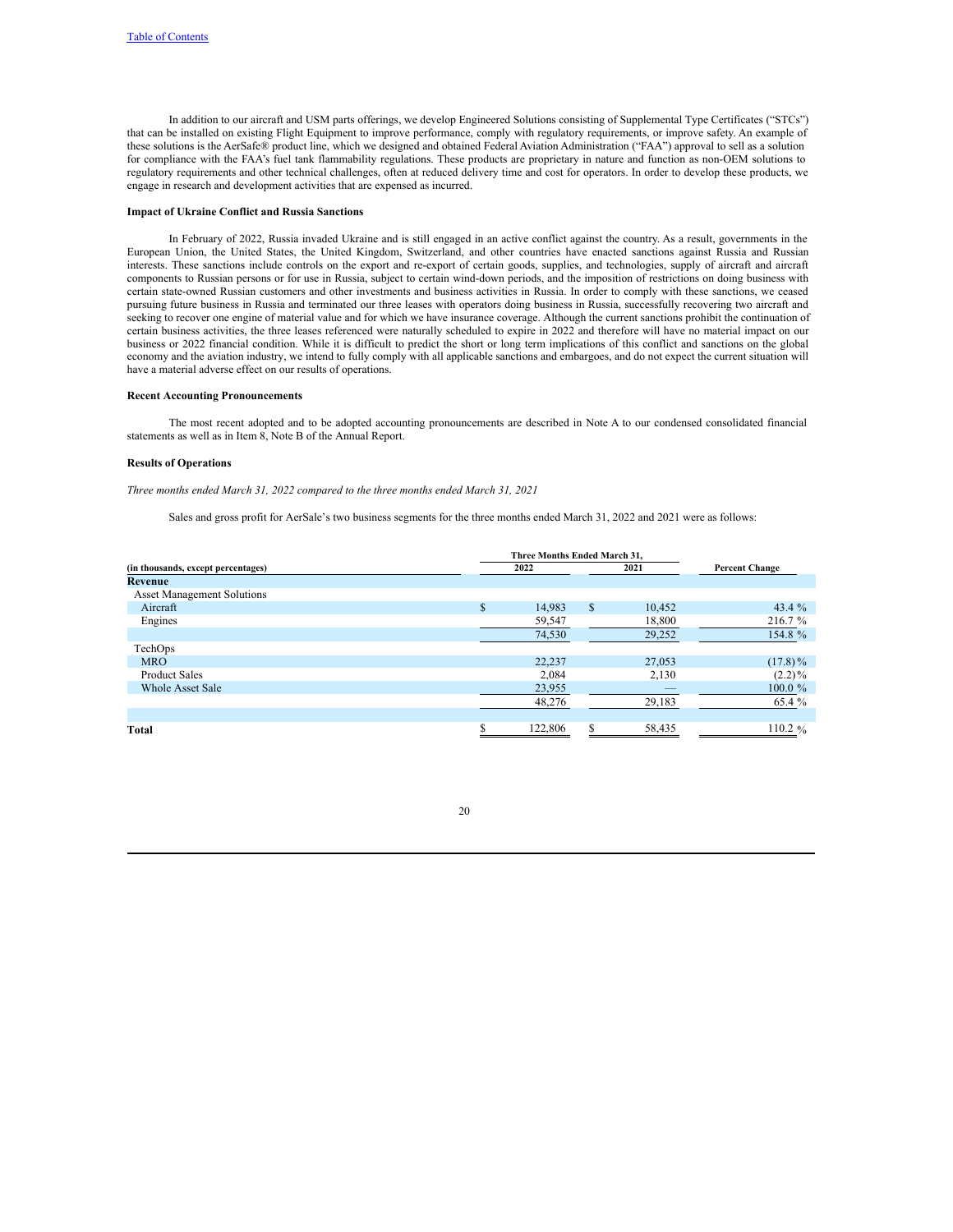In addition to our aircraft and USM parts offerings, we develop Engineered Solutions consisting of Supplemental Type Certificates ("STCs") that can be installed on existing Flight Equipment to improve performance, comply with regulatory requirements, or improve safety. An example of these solutions is the AerSafe® product line, which we designed and obtained Federal Aviation Administration ("FAA") approval to sell as a solution for compliance with the FAA's fuel tank flammability regulations. These products are proprietary in nature and function as non-OEM solutions to regulatory requirements and other technical challenges, often at reduced delivery time and cost for operators. In order to develop these products, we engage in research and development activities that are expensed as incurred.

**Impact of Ukraine Conflict and Russia Sanctions**

In February of 2022, Russia invaded Ukraine and is still engaged in an active conflict against the country. As a result, governments in the European Union, the United States, the United Kingdom, Switzerland, and other countries have enacted sanctions against Russia and Russian interests. These sanctions include controls on the export and re-export of certain goods, supplies, and technologies, supply of aircraft and aircraft components to Russian persons or for use in Russia, subject to certain wind-down periods, and the imposition of restrictions on doing business with certain state-owned Russian customers and other investments and business activities in Russia. In order to comply with these sanctions, we ceased pursuing future business in Russia and terminated our three leases with operators doing business in Russia, successfully recovering two aircraft and seeking to recover one engine of material value and for which we have insurance coverage. Although the current sanctions prohibit the continuation of certain business activities, the three leases referenced were naturally scheduled to expire in 2022 and therefore will have no material impact on our business or 2022 financial condition. While it is difficult to predict the short or long term implications of this conflict and sanctions on the global economy and the aviation industry, we intend to fully comply with all applicable sanctions and embargoes, and do not expect the current situation will have a material adverse effect on our results of operations.

**Recent Accounting Pronouncements**

The most recent adopted and to be adopted accounting pronouncements are described in Note A to our condensed consolidated financial statements as well as in Item 8, Note B of the Annual Report.

**Results of Operations**

*Three months ended March 31, 2022 compared to the three months ended March 31, 2021*

Sales and gross profit for AerSale's two business segments for the three months ended March 31, 2022 and 2021 were as follows:

| (in thousands, except percentages) | Three Months Ended March 31, 2022 | Three Months Ended March 31, 2021 | Percent Change |
|---|---|---|---|
| **Revenue** | | | |
| Asset Management Solutions | | | |
| Aircraft | $ 14,983 | $ 10,452 | 43.4 % |
| Engines | 59,547 | 18,800 | 216.7 % |
| | 74,530 | 29,252 | 154.8 % |
| TechOps | | | |
| MRO | 22,237 | 27,053 | (17.8)% |
| Product Sales | 2,084 | 2,130 | (2.2)% |
| Whole Asset Sale | 23,955 | — | 100.0 % |
| | 48,276 | 29,183 | 65.4 % |
| **Total** | $ 122,806 | $ 58,435 | 110.2 % |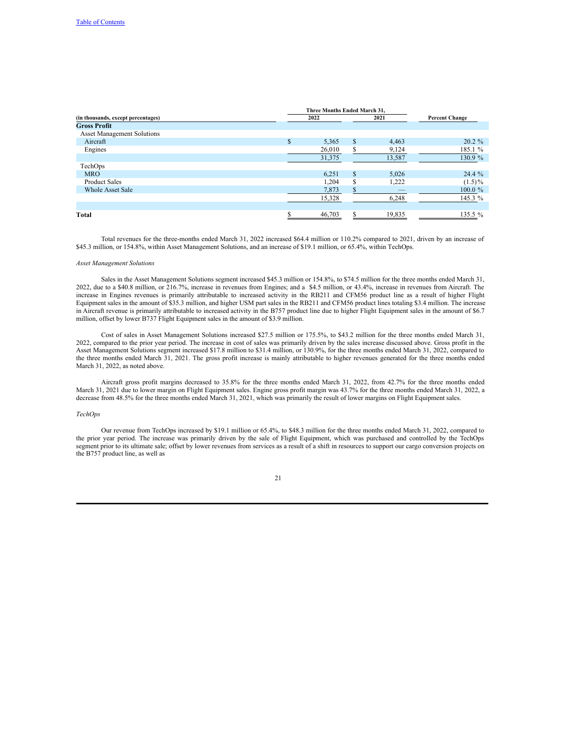| (in thousands, except percentages) | Three Months Ended March 31, 2022 | 2021 | Percent Change |
|---|---|---|---|
| **Gross Profit** | | | |
| Asset Management Solutions | | | |
| Aircraft | $ 5,365 | $ 4,463 | 20.2 % |
| Engines | 26,010 | $ 9,124 | 185.1 % |
| | 31,375 | 13,587 | 130.9 % |
| TechOps | | | |
| MRO | 6,251 | $ 5,026 | 24.4 % |
| Product Sales | 1,204 | $ 1,222 | (1.5)% |
| Whole Asset Sale | 7,873 | $ — | 100.0 % |
| | 15,328 | 6,248 | 145.3 % |
| | | | |
| **Total** | $ 46,703 | $ 19,835 | 135.5 % |

Total revenues for the three-months ended March 31, 2022 increased $64.4 million or 110.2% compared to 2021, driven by an increase of $45.3 million, or 154.8%, within Asset Management Solutions, and an increase of $19.1 million, or 65.4%, within TechOps.

*Asset Management Solutions*

Sales in the Asset Management Solutions segment increased $45.3 million or 154.8%, to $74.5 million for the three months ended March 31, 2022, due to a $40.8 million, or 216.7%, increase in revenues from Engines; and a $4.5 million, or 43.4%, increase in revenues from Aircraft. The increase in Engines revenues is primarily attributable to increased activity in the RB211 and CFM56 product line as a result of higher Flight Equipment sales in the amount of $35.3 million, and higher USM part sales in the RB211 and CFM56 product lines totaling $3.4 million. The increase in Aircraft revenue is primarily attributable to increased activity in the B757 product line due to higher Flight Equipment sales in the amount of $6.7 million, offset by lower B737 Flight Equipment sales in the amount of $3.9 million.

Cost of sales in Asset Management Solutions increased $27.5 million or 175.5%, to $43.2 million for the three months ended March 31, 2022, compared to the prior year period. The increase in cost of sales was primarily driven by the sales increase discussed above. Gross profit in the Asset Management Solutions segment increased $17.8 million to $31.4 million, or 130.9%, for the three months ended March 31, 2022, compared to the three months ended March 31, 2021. The gross profit increase is mainly attributable to higher revenues generated for the three months ended March 31, 2022, as noted above.

Aircraft gross profit margins decreased to 35.8% for the three months ended March 31, 2022, from 42.7% for the three months ended March 31, 2021 due to lower margin on Flight Equipment sales. Engine gross profit margin was 43.7% for the three months ended March 31, 2022, a decrease from 48.5% for the three months ended March 31, 2021, which was primarily the result of lower margins on Flight Equipment sales.

*TechOps*

Our revenue from TechOps increased by $19.1 million or 65.4%, to $48.3 million for the three months ended March 31, 2022, compared to the prior year period. The increase was primarily driven by the sale of Flight Equipment, which was purchased and controlled by the TechOps segment prior to its ultimate sale; offset by lower revenues from services as a result of a shift in resources to support our cargo conversion projects on the B757 product line, as well as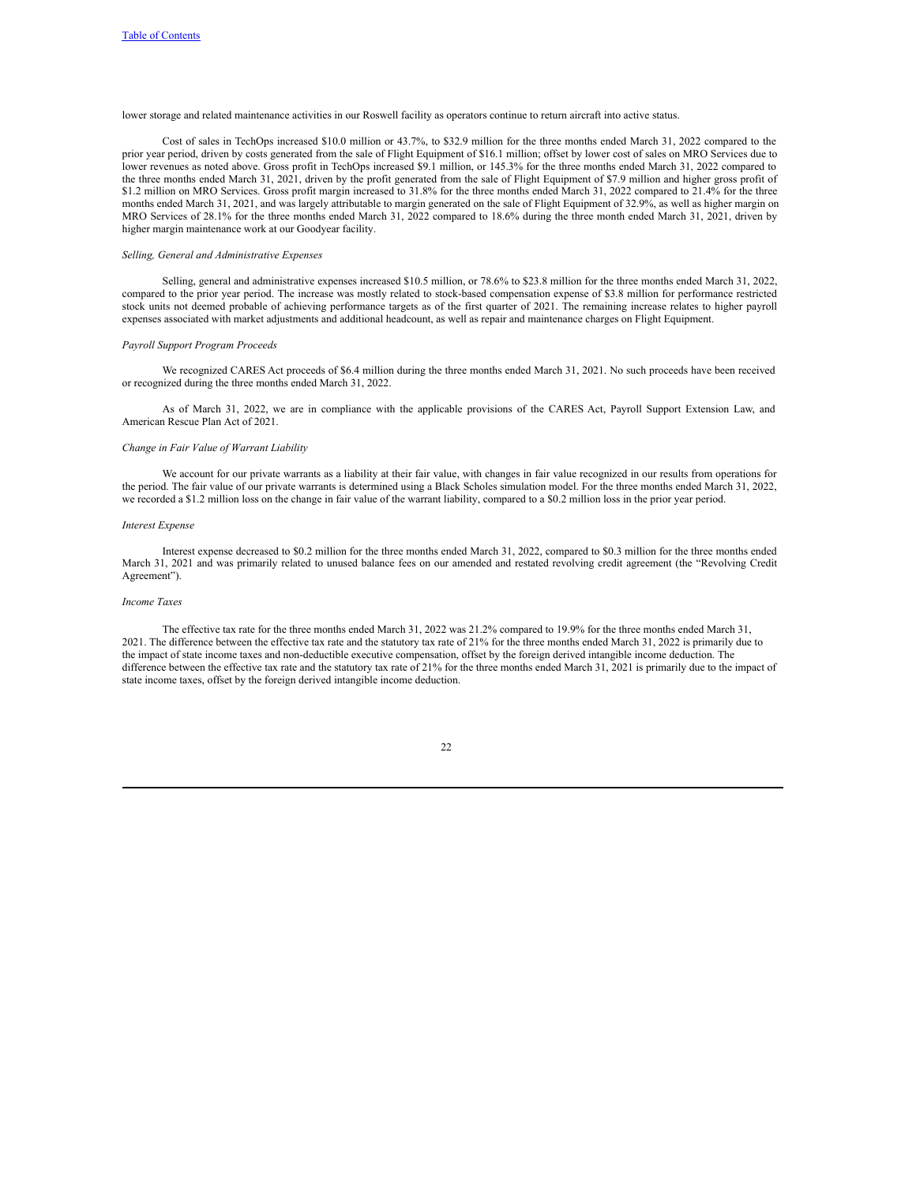lower storage and related maintenance activities in our Roswell facility as operators continue to return aircraft into active status.

Cost of sales in TechOps increased $10.0 million or 43.7%, to $32.9 million for the three months ended March 31, 2022 compared to the prior year period, driven by costs generated from the sale of Flight Equipment of $16.1 million; offset by lower cost of sales on MRO Services due to lower revenues as noted above. Gross profit in TechOps increased $9.1 million, or 145.3% for the three months ended March 31, 2022 compared to the three months ended March 31, 2021, driven by the profit generated from the sale of Flight Equipment of $7.9 million and higher gross profit of $1.2 million on MRO Services. Gross profit margin increased to 31.8% for the three months ended March 31, 2022 compared to 21.4% for the three months ended March 31, 2021, and was largely attributable to margin generated on the sale of Flight Equipment of 32.9%, as well as higher margin on MRO Services of 28.1% for the three months ended March 31, 2022 compared to 18.6% during the three month ended March 31, 2021, driven by higher margin maintenance work at our Goodyear facility.

*Selling, General and Administrative Expenses*

Selling, general and administrative expenses increased $10.5 million, or 78.6% to $23.8 million for the three months ended March 31, 2022, compared to the prior year period. The increase was mostly related to stock-based compensation expense of $3.8 million for performance restricted stock units not deemed probable of achieving performance targets as of the first quarter of 2021. The remaining increase relates to higher payroll expenses associated with market adjustments and additional headcount, as well as repair and maintenance charges on Flight Equipment.

*Payroll Support Program Proceeds*

We recognized CARES Act proceeds of $6.4 million during the three months ended March 31, 2021. No such proceeds have been received or recognized during the three months ended March 31, 2022.

As of March 31, 2022, we are in compliance with the applicable provisions of the CARES Act, Payroll Support Extension Law, and American Rescue Plan Act of 2021.

*Change in Fair Value of Warrant Liability*

We account for our private warrants as a liability at their fair value, with changes in fair value recognized in our results from operations for the period. The fair value of our private warrants is determined using a Black Scholes simulation model. For the three months ended March 31, 2022, we recorded a $1.2 million loss on the change in fair value of the warrant liability, compared to a $0.2 million loss in the prior year period.

*Interest Expense*

Interest expense decreased to $0.2 million for the three months ended March 31, 2022, compared to $0.3 million for the three months ended March 31, 2021 and was primarily related to unused balance fees on our amended and restated revolving credit agreement (the "Revolving Credit Agreement").

*Income Taxes*

The effective tax rate for the three months ended March 31, 2022 was 21.2% compared to 19.9% for the three months ended March 31, 2021. The difference between the effective tax rate and the statutory tax rate of 21% for the three months ended March 31, 2022 is primarily due to the impact of state income taxes and non-deductible executive compensation, offset by the foreign derived intangible income deduction. The difference between the effective tax rate and the statutory tax rate of 21% for the three months ended March 31, 2021 is primarily due to the impact of state income taxes, offset by the foreign derived intangible income deduction.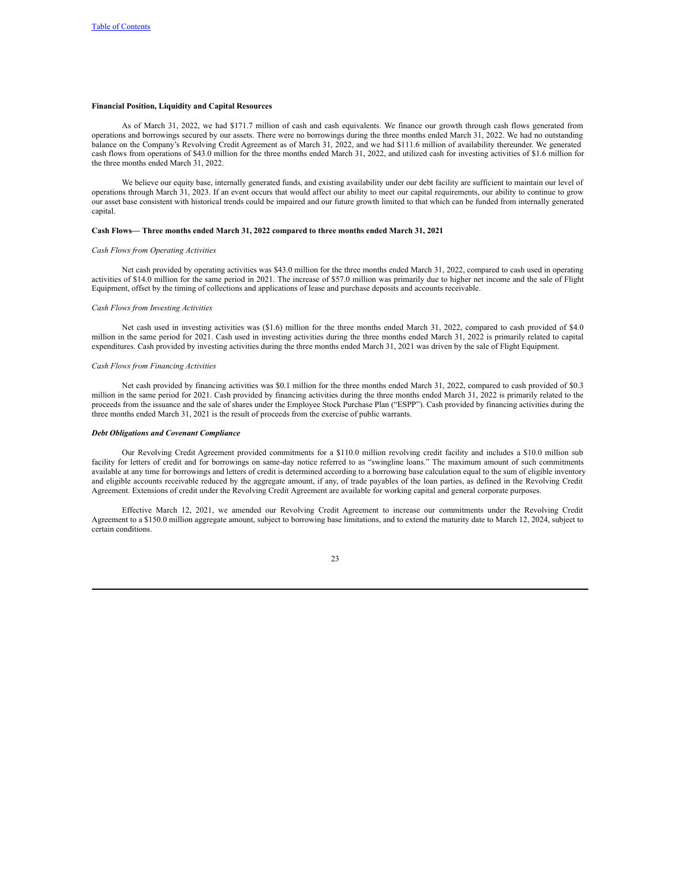**Financial Position, Liquidity and Capital Resources**

As of March 31, 2022, we had $171.7 million of cash and cash equivalents. We finance our growth through cash flows generated from operations and borrowings secured by our assets. There were no borrowings during the three months ended March 31, 2022. We had no outstanding balance on the Company's Revolving Credit Agreement as of March 31, 2022, and we had $111.6 million of availability thereunder. We generated cash flows from operations of $43.0 million for the three months ended March 31, 2022, and utilized cash for investing activities of $1.6 million for the three months ended March 31, 2022.

We believe our equity base, internally generated funds, and existing availability under our debt facility are sufficient to maintain our level of operations through March 31, 2023. If an event occurs that would affect our ability to meet our capital requirements, our ability to continue to grow our asset base consistent with historical trends could be impaired and our future growth limited to that which can be funded from internally generated capital.

**Cash Flows— Three months ended March 31, 2022 compared to three months ended March 31, 2021**

*Cash Flows from Operating Activities*

Net cash provided by operating activities was $43.0 million for the three months ended March 31, 2022, compared to cash used in operating activities of $14.0 million for the same period in 2021. The increase of $57.0 million was primarily due to higher net income and the sale of Flight Equipment, offset by the timing of collections and applications of lease and purchase deposits and accounts receivable.

*Cash Flows from Investing Activities*

Net cash used in investing activities was ($1.6) million for the three months ended March 31, 2022, compared to cash provided of $4.0 million in the same period for 2021. Cash used in investing activities during the three months ended March 31, 2022 is primarily related to capital expenditures. Cash provided by investing activities during the three months ended March 31, 2021 was driven by the sale of Flight Equipment.

*Cash Flows from Financing Activities*

Net cash provided by financing activities was $0.1 million for the three months ended March 31, 2022, compared to cash provided of $0.3 million in the same period for 2021. Cash provided by financing activities during the three months ended March 31, 2022 is primarily related to the proceeds from the issuance and the sale of shares under the Employee Stock Purchase Plan ("ESPP"). Cash provided by financing activities during the three months ended March 31, 2021 is the result of proceeds from the exercise of public warrants.

***Debt Obligations and Covenant Compliance***

Our Revolving Credit Agreement provided commitments for a $110.0 million revolving credit facility and includes a $10.0 million sub facility for letters of credit and for borrowings on same-day notice referred to as "swingline loans." The maximum amount of such commitments available at any time for borrowings and letters of credit is determined according to a borrowing base calculation equal to the sum of eligible inventory and eligible accounts receivable reduced by the aggregate amount, if any, of trade payables of the loan parties, as defined in the Revolving Credit Agreement. Extensions of credit under the Revolving Credit Agreement are available for working capital and general corporate purposes.

Effective March 12, 2021, we amended our Revolving Credit Agreement to increase our commitments under the Revolving Credit Agreement to a $150.0 million aggregate amount, subject to borrowing base limitations, and to extend the maturity date to March 12, 2024, subject to certain conditions.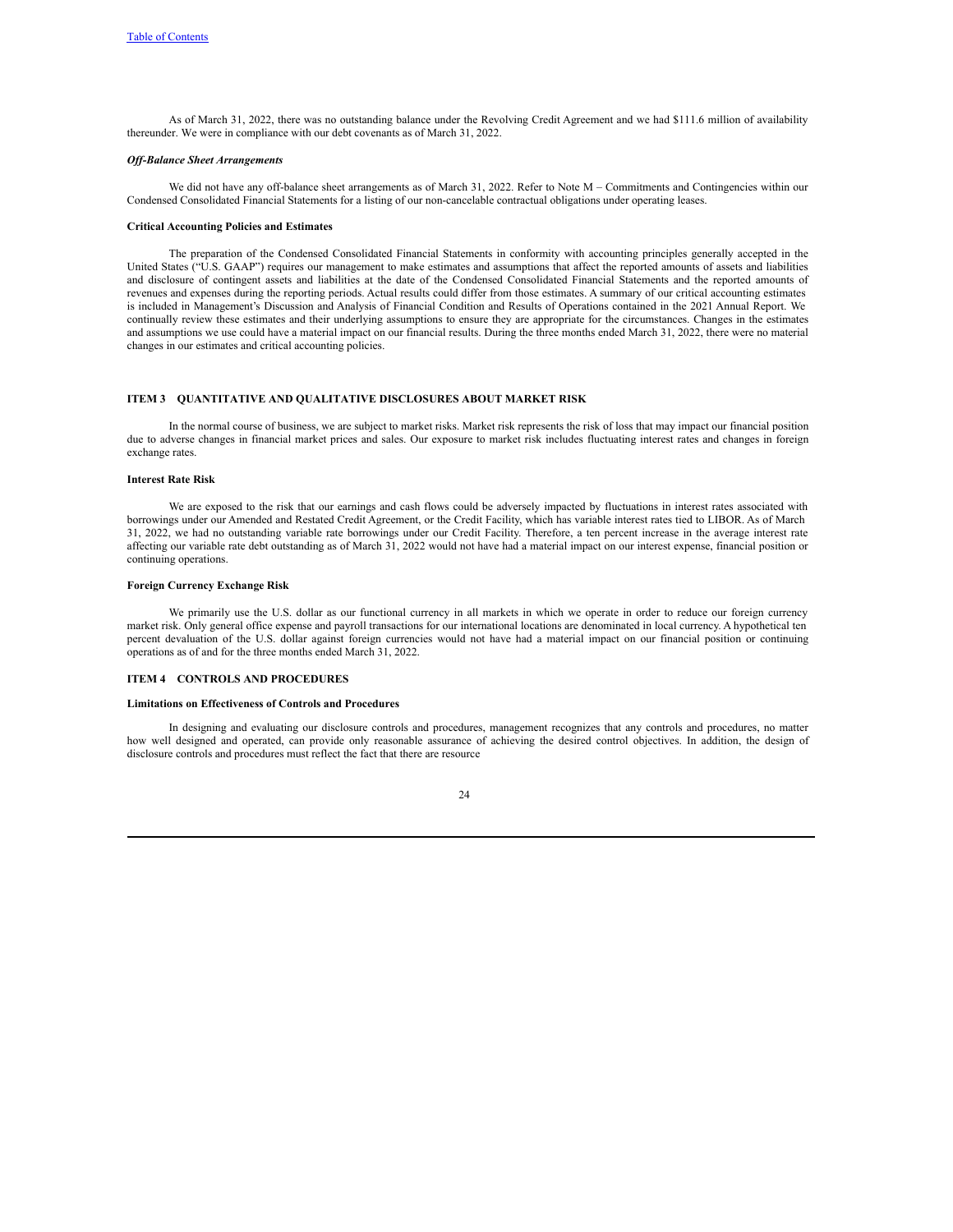As of March 31, 2022, there was no outstanding balance under the Revolving Credit Agreement and we had $111.6 million of availability thereunder. We were in compliance with our debt covenants as of March 31, 2022.

***Off-Balance Sheet Arrangements***

We did not have any off-balance sheet arrangements as of March 31, 2022. Refer to Note M – Commitments and Contingencies within our Condensed Consolidated Financial Statements for a listing of our non-cancelable contractual obligations under operating leases.

**Critical Accounting Policies and Estimates**

The preparation of the Condensed Consolidated Financial Statements in conformity with accounting principles generally accepted in the United States ("U.S. GAAP") requires our management to make estimates and assumptions that affect the reported amounts of assets and liabilities and disclosure of contingent assets and liabilities at the date of the Condensed Consolidated Financial Statements and the reported amounts of revenues and expenses during the reporting periods. Actual results could differ from those estimates. A summary of our critical accounting estimates is included in Management's Discussion and Analysis of Financial Condition and Results of Operations contained in the 2021 Annual Report. We continually review these estimates and their underlying assumptions to ensure they are appropriate for the circumstances. Changes in the estimates and assumptions we use could have a material impact on our financial results. During the three months ended March 31, 2022, there were no material changes in our estimates and critical accounting policies.

## ITEM 3 QUANTITATIVE AND QUALITATIVE DISCLOSURES ABOUT MARKET RISK

In the normal course of business, we are subject to market risks. Market risk represents the risk of loss that may impact our financial position due to adverse changes in financial market prices and sales. Our exposure to market risk includes fluctuating interest rates and changes in foreign exchange rates.

**Interest Rate Risk**

We are exposed to the risk that our earnings and cash flows could be adversely impacted by fluctuations in interest rates associated with borrowings under our Amended and Restated Credit Agreement, or the Credit Facility, which has variable interest rates tied to LIBOR. As of March 31, 2022, we had no outstanding variable rate borrowings under our Credit Facility. Therefore, a ten percent increase in the average interest rate affecting our variable rate debt outstanding as of March 31, 2022 would not have had a material impact on our interest expense, financial position or continuing operations.

**Foreign Currency Exchange Risk**

We primarily use the U.S. dollar as our functional currency in all markets in which we operate in order to reduce our foreign currency market risk. Only general office expense and payroll transactions for our international locations are denominated in local currency. A hypothetical ten percent devaluation of the U.S. dollar against foreign currencies would not have had a material impact on our financial position or continuing operations as of and for the three months ended March 31, 2022.

## ITEM 4 CONTROLS AND PROCEDURES

**Limitations on Effectiveness of Controls and Procedures**

In designing and evaluating our disclosure controls and procedures, management recognizes that any controls and procedures, no matter how well designed and operated, can provide only reasonable assurance of achieving the desired control objectives. In addition, the design of disclosure controls and procedures must reflect the fact that there are resource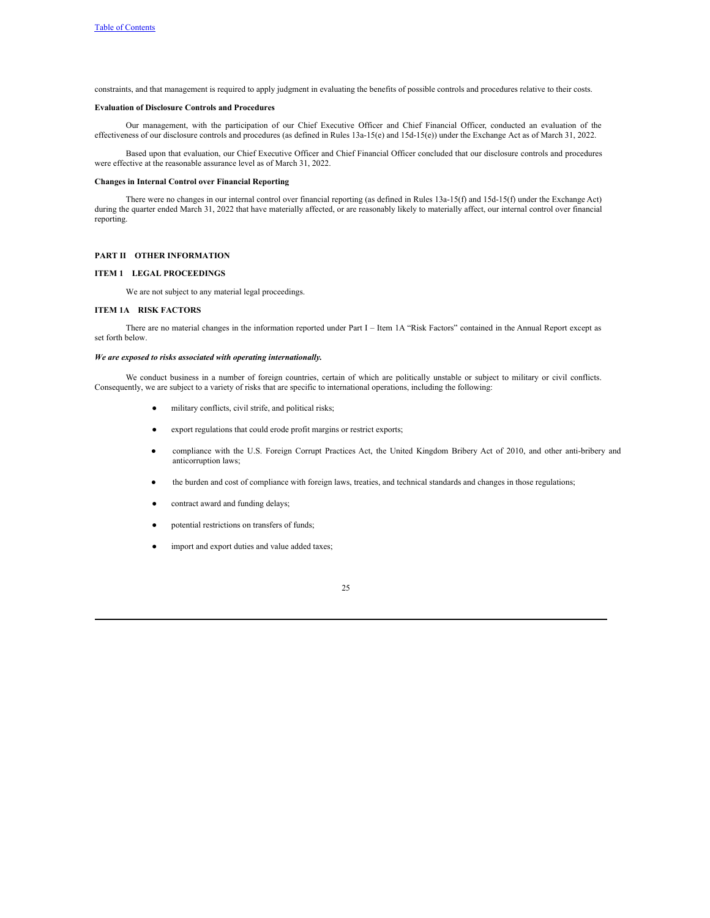constraints, and that management is required to apply judgment in evaluating the benefits of possible controls and procedures relative to their costs.

**Evaluation of Disclosure Controls and Procedures**

Our management, with the participation of our Chief Executive Officer and Chief Financial Officer, conducted an evaluation of the effectiveness of our disclosure controls and procedures (as defined in Rules 13a-15(e) and 15d-15(e)) under the Exchange Act as of March 31, 2022.

Based upon that evaluation, our Chief Executive Officer and Chief Financial Officer concluded that our disclosure controls and procedures were effective at the reasonable assurance level as of March 31, 2022.

**Changes in Internal Control over Financial Reporting**

There were no changes in our internal control over financial reporting (as defined in Rules 13a-15(f) and 15d-15(f) under the Exchange Act) during the quarter ended March 31, 2022 that have materially affected, or are reasonably likely to materially affect, our internal control over financial reporting.

## PART II OTHER INFORMATION

### ITEM 1 LEGAL PROCEEDINGS

We are not subject to any material legal proceedings.

### ITEM 1A RISK FACTORS

There are no material changes in the information reported under Part I – Item 1A "Risk Factors" contained in the Annual Report except as set forth below.

***We are exposed to risks associated with operating internationally.***

We conduct business in a number of foreign countries, certain of which are politically unstable or subject to military or civil conflicts. Consequently, we are subject to a variety of risks that are specific to international operations, including the following:

- military conflicts, civil strife, and political risks;
- export regulations that could erode profit margins or restrict exports;
- compliance with the U.S. Foreign Corrupt Practices Act, the United Kingdom Bribery Act of 2010, and other anti-bribery and anticorruption laws;
- the burden and cost of compliance with foreign laws, treaties, and technical standards and changes in those regulations;
- contract award and funding delays;
- potential restrictions on transfers of funds;
- import and export duties and value added taxes;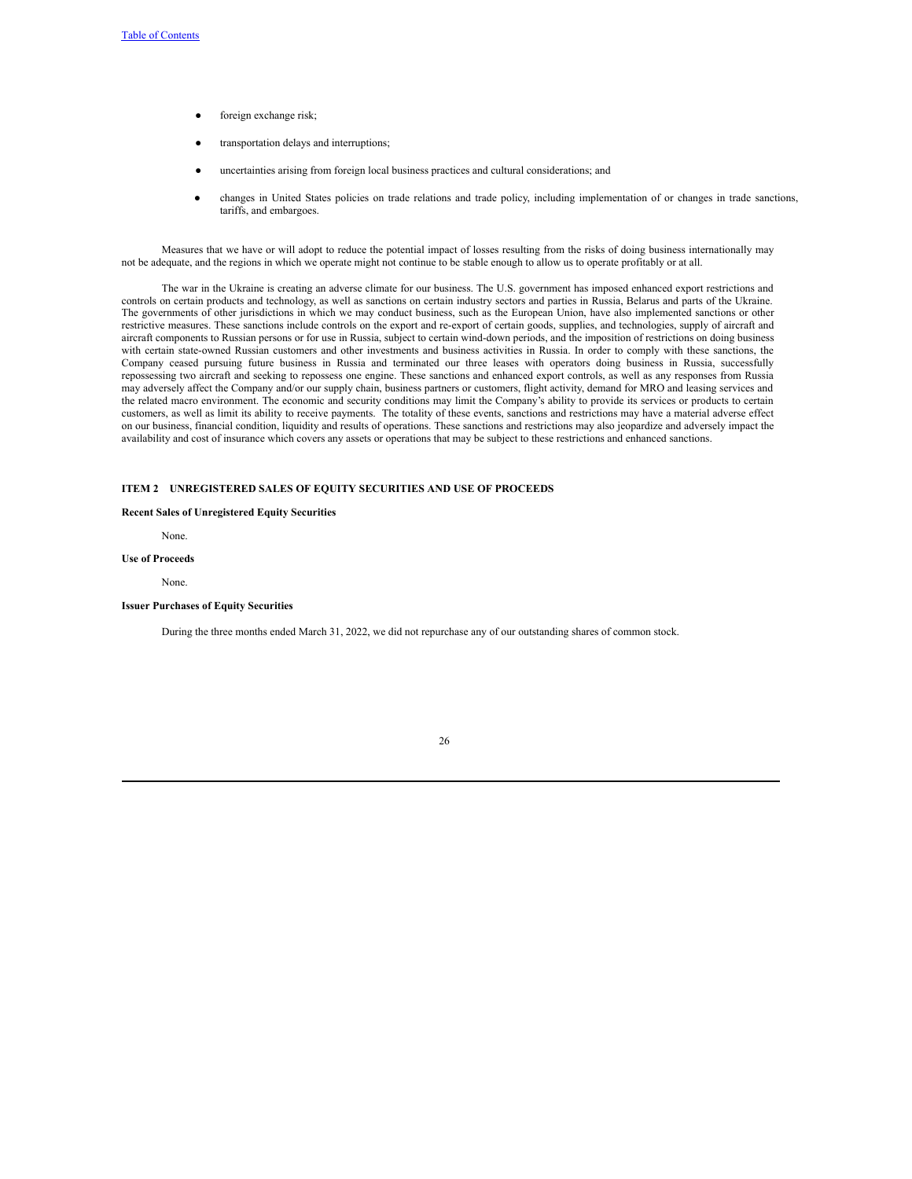- foreign exchange risk;
- transportation delays and interruptions;
- uncertainties arising from foreign local business practices and cultural considerations; and
- changes in United States policies on trade relations and trade policy, including implementation of or changes in trade sanctions, tariffs, and embargoes.

Measures that we have or will adopt to reduce the potential impact of losses resulting from the risks of doing business internationally may not be adequate, and the regions in which we operate might not continue to be stable enough to allow us to operate profitably or at all.

The war in the Ukraine is creating an adverse climate for our business. The U.S. government has imposed enhanced export restrictions and controls on certain products and technology, as well as sanctions on certain industry sectors and parties in Russia, Belarus and parts of the Ukraine. The governments of other jurisdictions in which we may conduct business, such as the European Union, have also implemented sanctions or other restrictive measures. These sanctions include controls on the export and re-export of certain goods, supplies, and technologies, supply of aircraft and aircraft components to Russian persons or for use in Russia, subject to certain wind-down periods, and the imposition of restrictions on doing business with certain state-owned Russian customers and other investments and business activities in Russia. In order to comply with these sanctions, the Company ceased pursuing future business in Russia and terminated our three leases with operators doing business in Russia, successfully repossessing two aircraft and seeking to repossess one engine. These sanctions and enhanced export controls, as well as any responses from Russia may adversely affect the Company and/or our supply chain, business partners or customers, flight activity, demand for MRO and leasing services and the related macro environment. The economic and security conditions may limit the Company's ability to provide its services or products to certain customers, as well as limit its ability to receive payments. The totality of these events, sanctions and restrictions may have a material adverse effect on our business, financial condition, liquidity and results of operations. These sanctions and restrictions may also jeopardize and adversely impact the availability and cost of insurance which covers any assets or operations that may be subject to these restrictions and enhanced sanctions.

## ITEM 2 UNREGISTERED SALES OF EQUITY SECURITIES AND USE OF PROCEEDS

**Recent Sales of Unregistered Equity Securities**

None.

**Use of Proceeds**

None.

**Issuer Purchases of Equity Securities**

During the three months ended March 31, 2022, we did not repurchase any of our outstanding shares of common stock.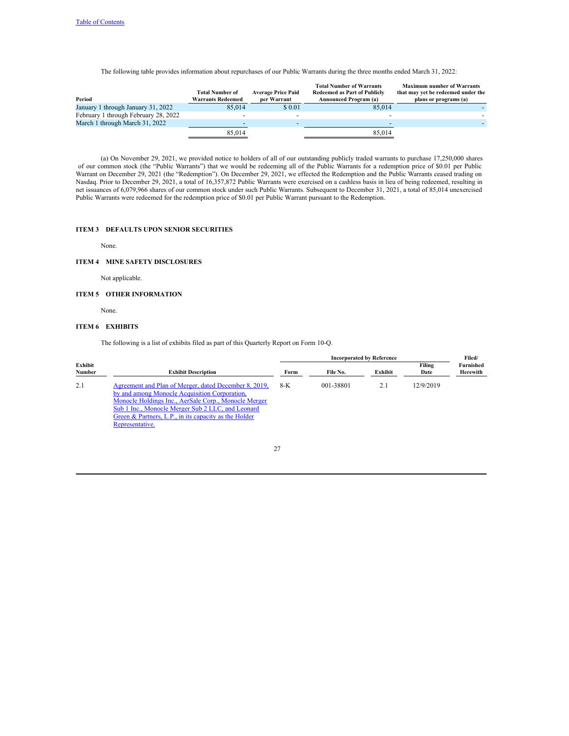The following table provides information about repurchases of our Public Warrants during the three months ended March 31, 2022:

| Period | Total Number of Warrants Redeemed | Average Price Paid per Warrant | Total Number of Warrants Redeemed as Part of Publicly Announced Program (a) | Maximum number of Warrants that may yet be redeemed under the plans or programs (a) |
|---|---|---|---|---|
| January 1 through January 31, 2022 | 85,014 | $ 0.01 | 85,014 | - |
| February 1 through February 28, 2022 | - | - | - | - |
| March 1 through March 31, 2022 | - | - | - | - |
| | 85,014 | | 85,014 | |

(a) On November 29, 2021, we provided notice to holders of all of our outstanding publicly traded warrants to purchase 17,250,000 shares of our common stock (the "Public Warrants") that we would be redeeming all of the Public Warrants for a redemption price of $0.01 per Public Warrant on December 29, 2021 (the "Redemption"). On December 29, 2021, we effected the Redemption and the Public Warrants ceased trading on Nasdaq. Prior to December 29, 2021, a total of 16,357,872 Public Warrants were exercised on a cashless basis in lieu of being redeemed, resulting in net issuances of 6,079,966 shares of our common stock under such Public Warrants. Subsequent to December 31, 2021, a total of 85,014 unexercised Public Warrants were redeemed for the redemption price of $0.01 per Public Warrant pursuant to the Redemption.

## ITEM 3 DEFAULTS UPON SENIOR SECURITIES

None.

## ITEM 4 MINE SAFETY DISCLOSURES

Not applicable.

## ITEM 5 OTHER INFORMATION

None.

## ITEM 6 EXHIBITS

The following is a list of exhibits filed as part of this Quarterly Report on Form 10-Q.

| | | Incorporated by Reference | | | | Filed/ |
|---|---|---|---|---|---|---|
| Exhibit Number | Exhibit Description | Form | File No. | Exhibit | Filing Date | Furnished Herewith |
| 2.1 | Agreement and Plan of Merger, dated December 8, 2019, by and among Monocle Acquisition Corporation, Monocle Holdings Inc., AerSale Corp., Monocle Merger Sub 1 Inc., Monocle Merger Sub 2 LLC, and Leonard Green & Partners, L.P., in its capacity as the Holder Representative. | 8-K | 001-38801 | 2.1 | 12/9/2019 | |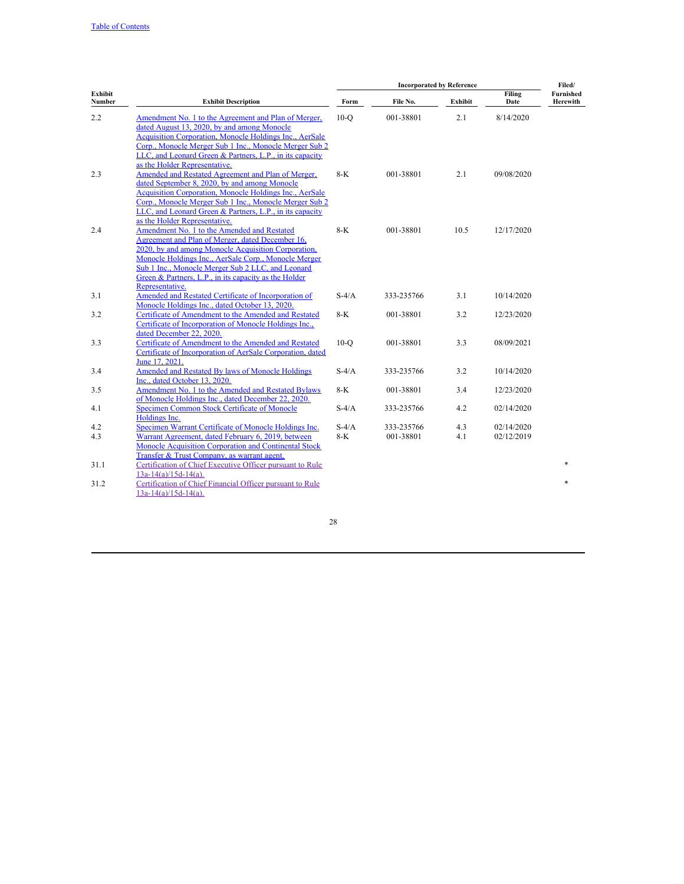| Exhibit Number | Exhibit Description | Incorporated by Reference | | | | Filed/ Furnished Herewith |
|---|---|---|---|---|---|---|
| | | Form | File No. | Exhibit | Filing Date | |
| 2.2 | Amendment No. 1 to the Agreement and Plan of Merger, dated August 13, 2020, by and among Monocle Acquisition Corporation, Monocle Holdings Inc., AerSale Corp., Monocle Merger Sub 1 Inc., Monocle Merger Sub 2 LLC, and Leonard Green & Partners, L.P., in its capacity as the Holder Representative. | 10-Q | 001-38801 | 2.1 | 8/14/2020 | |
| 2.3 | Amended and Restated Agreement and Plan of Merger, dated September 8, 2020, by and among Monocle Acquisition Corporation, Monocle Holdings Inc., AerSale Corp., Monocle Merger Sub 1 Inc., Monocle Merger Sub 2 LLC, and Leonard Green & Partners, L.P., in its capacity as the Holder Representative. | 8-K | 001-38801 | 2.1 | 09/08/2020 | |
| 2.4 | Amendment No. 1 to the Amended and Restated Agreement and Plan of Merger, dated December 16, 2020, by and among Monocle Acquisition Corporation, Monocle Holdings Inc., AerSale Corp., Monocle Merger Sub 1 Inc., Monocle Merger Sub 2 LLC, and Leonard Green & Partners, L.P., in its capacity as the Holder Representative. | 8-K | 001-38801 | 10.5 | 12/17/2020 | |
| 3.1 | Amended and Restated Certificate of Incorporation of Monocle Holdings Inc., dated October 13, 2020. | S-4/A | 333-235766 | 3.1 | 10/14/2020 | |
| 3.2 | Certificate of Amendment to the Amended and Restated Certificate of Incorporation of Monocle Holdings Inc., dated December 22, 2020. | 8-K | 001-38801 | 3.2 | 12/23/2020 | |
| 3.3 | Certificate of Amendment to the Amended and Restated Certificate of Incorporation of AerSale Corporation, dated June 17, 2021. | 10-Q | 001-38801 | 3.3 | 08/09/2021 | |
| 3.4 | Amended and Restated By laws of Monocle Holdings Inc., dated October 13, 2020. | S-4/A | 333-235766 | 3.2 | 10/14/2020 | |
| 3.5 | Amendment No. 1 to the Amended and Restated Bylaws of Monocle Holdings Inc., dated December 22, 2020. | 8-K | 001-38801 | 3.4 | 12/23/2020 | |
| 4.1 | Specimen Common Stock Certificate of Monocle Holdings Inc. | S-4/A | 333-235766 | 4.2 | 02/14/2020 | |
| 4.2 | Specimen Warrant Certificate of Monocle Holdings Inc. | S-4/A | 333-235766 | 4.3 | 02/14/2020 | |
| 4.3 | Warrant Agreement, dated February 6, 2019, between Monocle Acquisition Corporation and Continental Stock Transfer & Trust Company, as warrant agent. | 8-K | 001-38801 | 4.1 | 02/12/2019 | |
| 31.1 | Certification of Chief Executive Officer pursuant to Rule 13a-14(a)/15d-14(a). | | | | | * |
| 31.2 | Certification of Chief Financial Officer pursuant to Rule 13a-14(a)/15d-14(a). | | | | | * |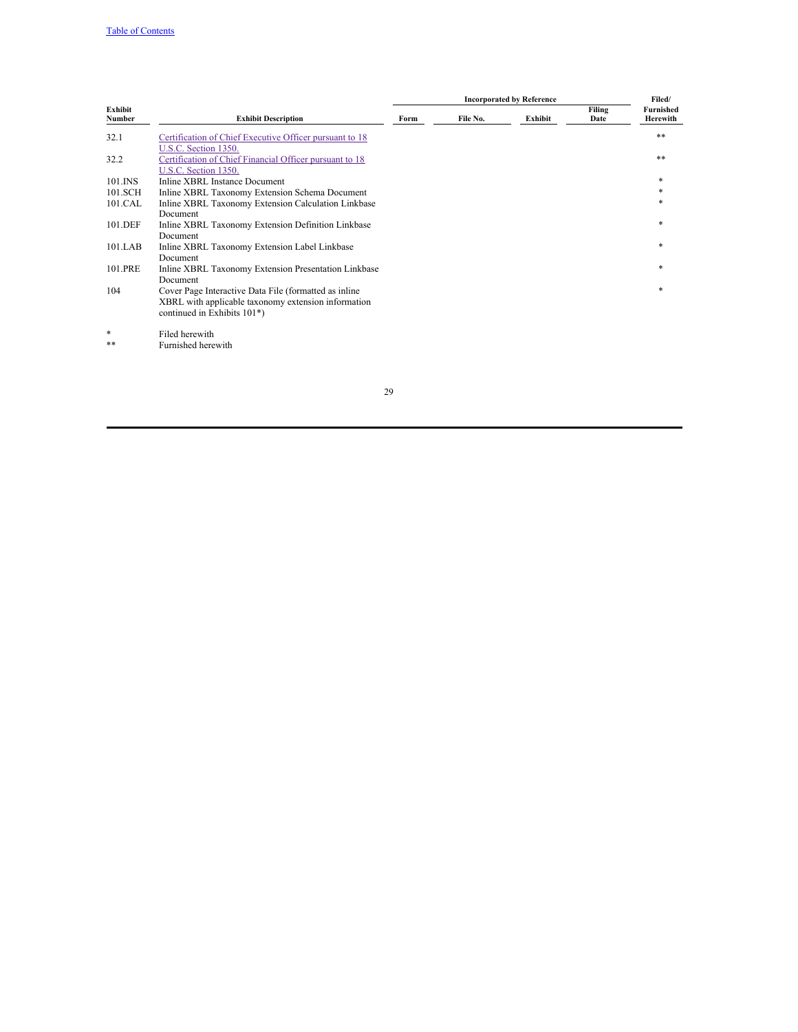| Exhibit Number | Exhibit Description | Incorporated by Reference | | | | Filed/ Furnished Herewith |
|---|---|---|---|---|---|---|
| | | Form | File No. | Exhibit | Filing Date | |
| 32.1 | Certification of Chief Executive Officer pursuant to 18 U.S.C. Section 1350. | | | | | ** |
| 32.2 | Certification of Chief Financial Officer pursuant to 18 U.S.C. Section 1350. | | | | | ** |
| 101.INS | Inline XBRL Instance Document | | | | | * |
| 101.SCH | Inline XBRL Taxonomy Extension Schema Document | | | | | * |
| 101.CAL | Inline XBRL Taxonomy Extension Calculation Linkbase Document | | | | | * |
| 101.DEF | Inline XBRL Taxonomy Extension Definition Linkbase Document | | | | | * |
| 101.LAB | Inline XBRL Taxonomy Extension Label Linkbase Document | | | | | * |
| 101.PRE | Inline XBRL Taxonomy Extension Presentation Linkbase Document | | | | | * |
| 104 | Cover Page Interactive Data File (formatted as inline XBRL with applicable taxonomy extension information continued in Exhibits 101*) | | | | | * |

\* Filed herewith

\*\* Furnished herewith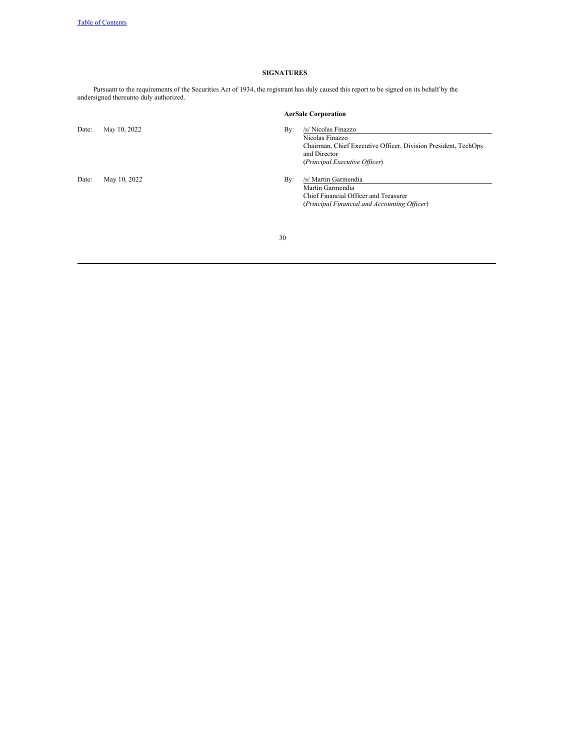## SIGNATURES

Pursuant to the requirements of the Securities Act of 1934, the registrant has duly caused this report to be signed on its behalf by the undersigned thereunto duly authorized.

**AerSale Corporation**

| | | | |
|---|---|---|---|
| Date: | May 10, 2022 | By: | /s/ Nicolas Finazzo<br>Nicolas Finazzo<br>Chairman, Chief Executive Officer, Division President, TechOps and Director<br>(*Principal Executive Officer*) |
| Date: | May 10, 2022 | By: | /s/ Martin Garmendia<br>Martin Garmendia<br>Chief Financial Officer and Treasurer<br>(*Principal Financial and Accounting Officer*) |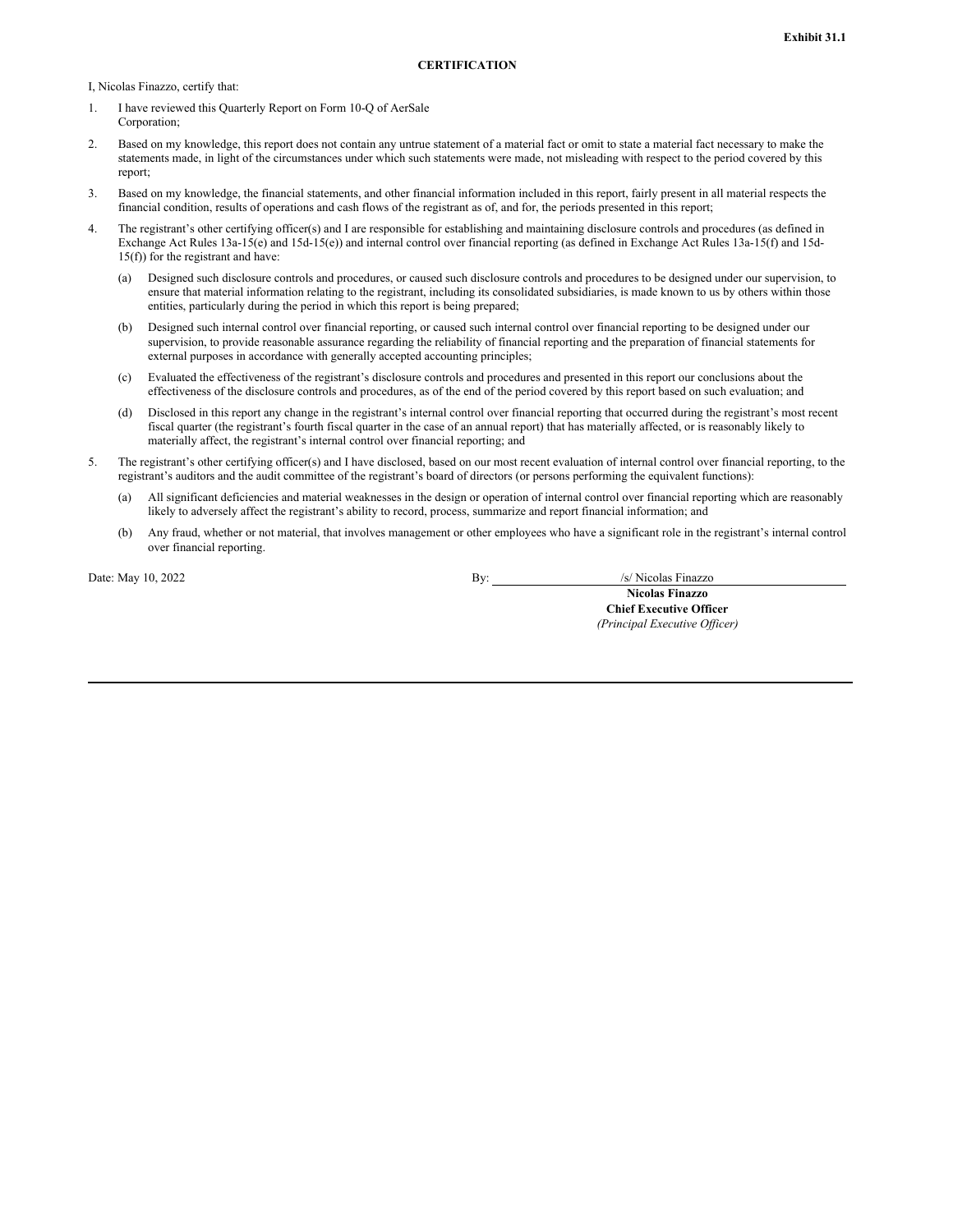**Exhibit 31.1**

**CERTIFICATION**

I, Nicolas Finazzo, certify that:

1. I have reviewed this Quarterly Report on Form 10-Q of AerSale Corporation;
2. Based on my knowledge, this report does not contain any untrue statement of a material fact or omit to state a material fact necessary to make the statements made, in light of the circumstances under which such statements were made, not misleading with respect to the period covered by this report;
3. Based on my knowledge, the financial statements, and other financial information included in this report, fairly present in all material respects the financial condition, results of operations and cash flows of the registrant as of, and for, the periods presented in this report;
4. The registrant's other certifying officer(s) and I are responsible for establishing and maintaining disclosure controls and procedures (as defined in Exchange Act Rules 13a-15(e) and 15d-15(e)) and internal control over financial reporting (as defined in Exchange Act Rules 13a-15(f) and 15d-15(f)) for the registrant and have:
   (a) Designed such disclosure controls and procedures, or caused such disclosure controls and procedures to be designed under our supervision, to ensure that material information relating to the registrant, including its consolidated subsidiaries, is made known to us by others within those entities, particularly during the period in which this report is being prepared;
   (b) Designed such internal control over financial reporting, or caused such internal control over financial reporting to be designed under our supervision, to provide reasonable assurance regarding the reliability of financial reporting and the preparation of financial statements for external purposes in accordance with generally accepted accounting principles;
   (c) Evaluated the effectiveness of the registrant's disclosure controls and procedures and presented in this report our conclusions about the effectiveness of the disclosure controls and procedures, as of the end of the period covered by this report based on such evaluation; and
   (d) Disclosed in this report any change in the registrant's internal control over financial reporting that occurred during the registrant's most recent fiscal quarter (the registrant's fourth fiscal quarter in the case of an annual report) that has materially affected, or is reasonably likely to materially affect, the registrant's internal control over financial reporting; and
5. The registrant's other certifying officer(s) and I have disclosed, based on our most recent evaluation of internal control over financial reporting, to the registrant's auditors and the audit committee of the registrant's board of directors (or persons performing the equivalent functions):
   (a) All significant deficiencies and material weaknesses in the design or operation of internal control over financial reporting which are reasonably likely to adversely affect the registrant's ability to record, process, summarize and report financial information; and
   (b) Any fraud, whether or not material, that involves management or other employees who have a significant role in the registrant's internal control over financial reporting.

Date: May 10, 2022

By: /s/ Nicolas Finazzo
**Nicolas Finazzo**
**Chief Executive Officer**
*(Principal Executive Officer)*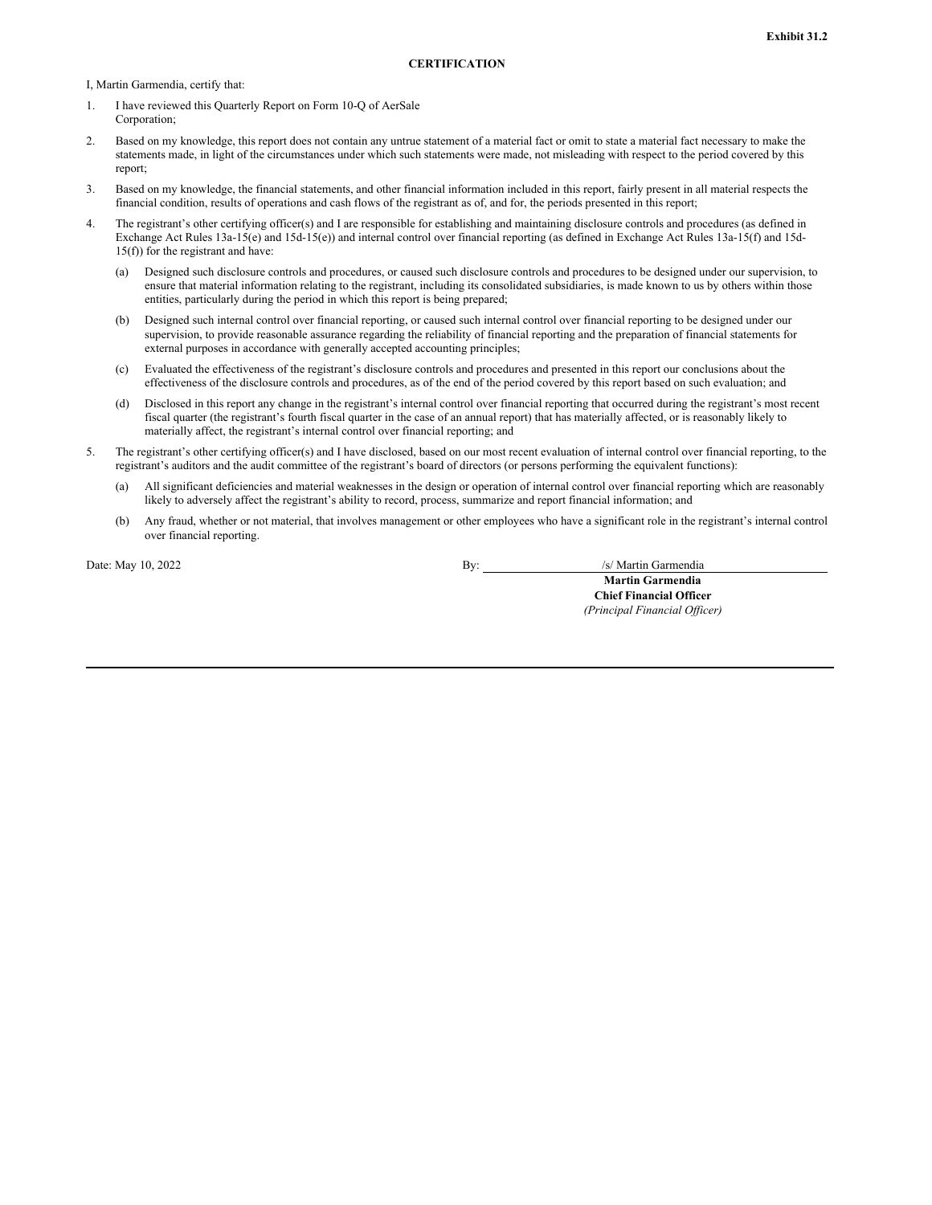**Exhibit 31.2**

**CERTIFICATION**

I, Martin Garmendia, certify that:

1. I have reviewed this Quarterly Report on Form 10-Q of AerSale Corporation;

2. Based on my knowledge, this report does not contain any untrue statement of a material fact or omit to state a material fact necessary to make the statements made, in light of the circumstances under which such statements were made, not misleading with respect to the period covered by this report;

3. Based on my knowledge, the financial statements, and other financial information included in this report, fairly present in all material respects the financial condition, results of operations and cash flows of the registrant as of, and for, the periods presented in this report;

4. The registrant's other certifying officer(s) and I are responsible for establishing and maintaining disclosure controls and procedures (as defined in Exchange Act Rules 13a-15(e) and 15d-15(e)) and internal control over financial reporting (as defined in Exchange Act Rules 13a-15(f) and 15d-15(f)) for the registrant and have:

   (a) Designed such disclosure controls and procedures, or caused such disclosure controls and procedures to be designed under our supervision, to ensure that material information relating to the registrant, including its consolidated subsidiaries, is made known to us by others within those entities, particularly during the period in which this report is being prepared;

   (b) Designed such internal control over financial reporting, or caused such internal control over financial reporting to be designed under our supervision, to provide reasonable assurance regarding the reliability of financial reporting and the preparation of financial statements for external purposes in accordance with generally accepted accounting principles;

   (c) Evaluated the effectiveness of the registrant's disclosure controls and procedures and presented in this report our conclusions about the effectiveness of the disclosure controls and procedures, as of the end of the period covered by this report based on such evaluation; and

   (d) Disclosed in this report any change in the registrant's internal control over financial reporting that occurred during the registrant's most recent fiscal quarter (the registrant's fourth fiscal quarter in the case of an annual report) that has materially affected, or is reasonably likely to materially affect, the registrant's internal control over financial reporting; and

5. The registrant's other certifying officer(s) and I have disclosed, based on our most recent evaluation of internal control over financial reporting, to the registrant's auditors and the audit committee of the registrant's board of directors (or persons performing the equivalent functions):

   (a) All significant deficiencies and material weaknesses in the design or operation of internal control over financial reporting which are reasonably likely to adversely affect the registrant's ability to record, process, summarize and report financial information; and

   (b) Any fraud, whether or not material, that involves management or other employees who have a significant role in the registrant's internal control over financial reporting.

Date: May 10, 2022

By: /s/ Martin Garmendia

**Martin Garmendia**
**Chief Financial Officer**
*(Principal Financial Officer)*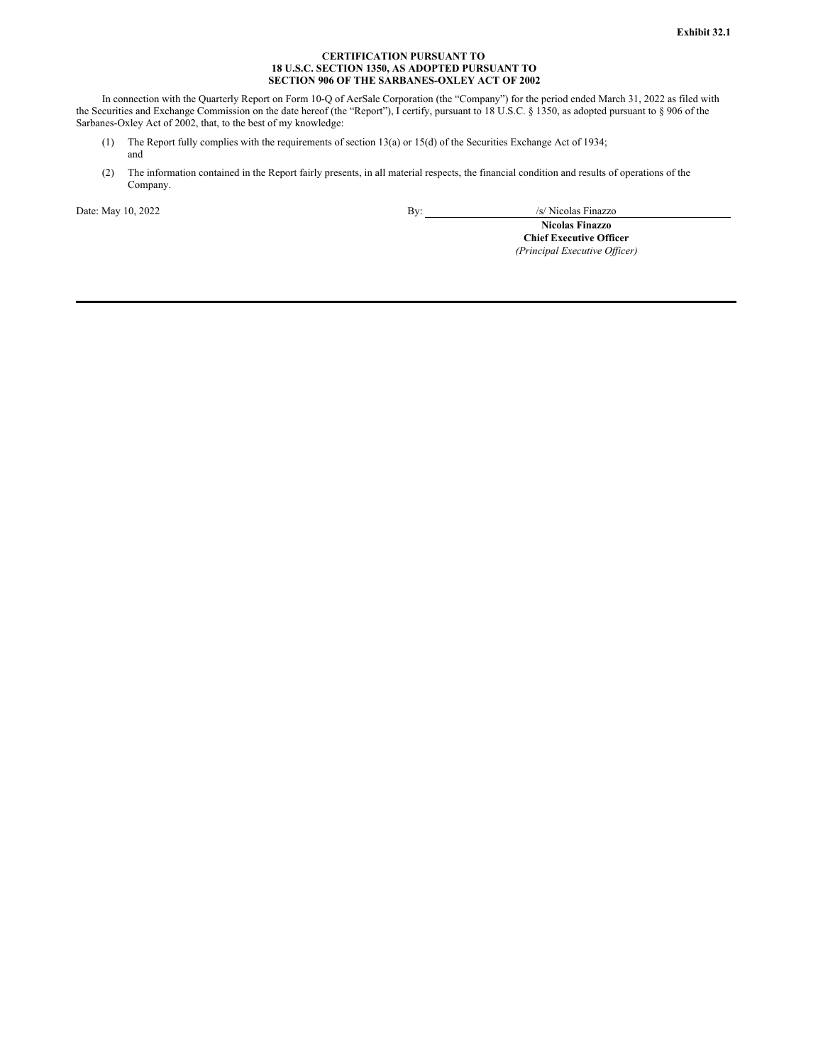**Exhibit 32.1**

**CERTIFICATION PURSUANT TO**
**18 U.S.C. SECTION 1350, AS ADOPTED PURSUANT TO**
**SECTION 906 OF THE SARBANES-OXLEY ACT OF 2002**

In connection with the Quarterly Report on Form 10-Q of AerSale Corporation (the "Company") for the period ended March 31, 2022 as filed with the Securities and Exchange Commission on the date hereof (the "Report"), I certify, pursuant to 18 U.S.C. § 1350, as adopted pursuant to § 906 of the Sarbanes-Oxley Act of 2002, that, to the best of my knowledge:

(1) The Report fully complies with the requirements of section 13(a) or 15(d) of the Securities Exchange Act of 1934; and

(2) The information contained in the Report fairly presents, in all material respects, the financial condition and results of operations of the Company.

Date: May 10, 2022

By: /s/ Nicolas Finazzo

**Nicolas Finazzo**
**Chief Executive Officer**
*(Principal Executive Officer)*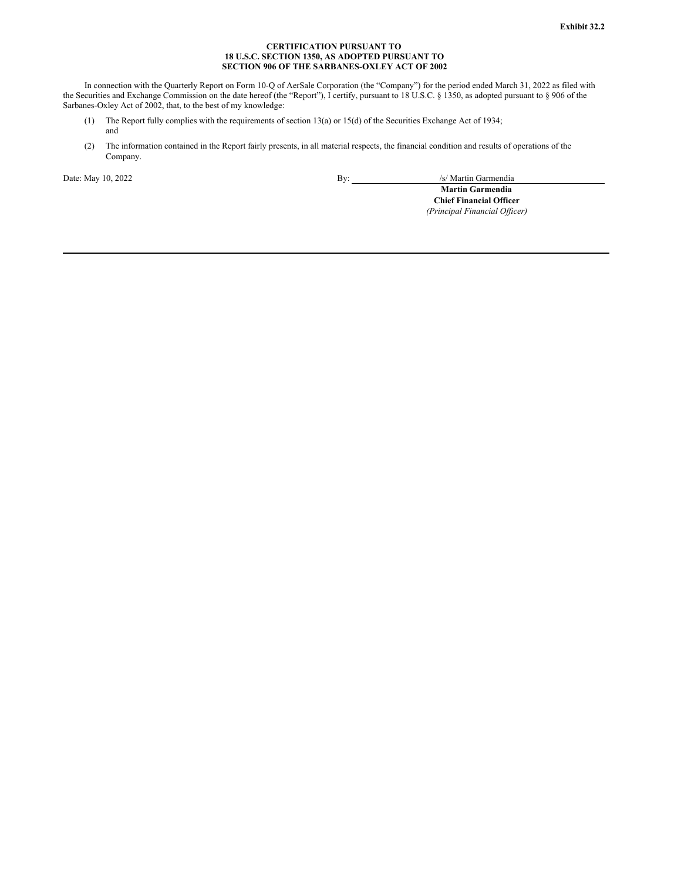**Exhibit 32.2**

**CERTIFICATION PURSUANT TO**
**18 U.S.C. SECTION 1350, AS ADOPTED PURSUANT TO**
**SECTION 906 OF THE SARBANES-OXLEY ACT OF 2002**

In connection with the Quarterly Report on Form 10-Q of AerSale Corporation (the "Company") for the period ended March 31, 2022 as filed with the Securities and Exchange Commission on the date hereof (the "Report"), I certify, pursuant to 18 U.S.C. § 1350, as adopted pursuant to § 906 of the Sarbanes-Oxley Act of 2002, that, to the best of my knowledge:

(1) The Report fully complies with the requirements of section 13(a) or 15(d) of the Securities Exchange Act of 1934; and

(2) The information contained in the Report fairly presents, in all material respects, the financial condition and results of operations of the Company.

Date: May 10, 2022

By: /s/ Martin Garmendia
**Martin Garmendia**
**Chief Financial Officer**
*(Principal Financial Officer)*